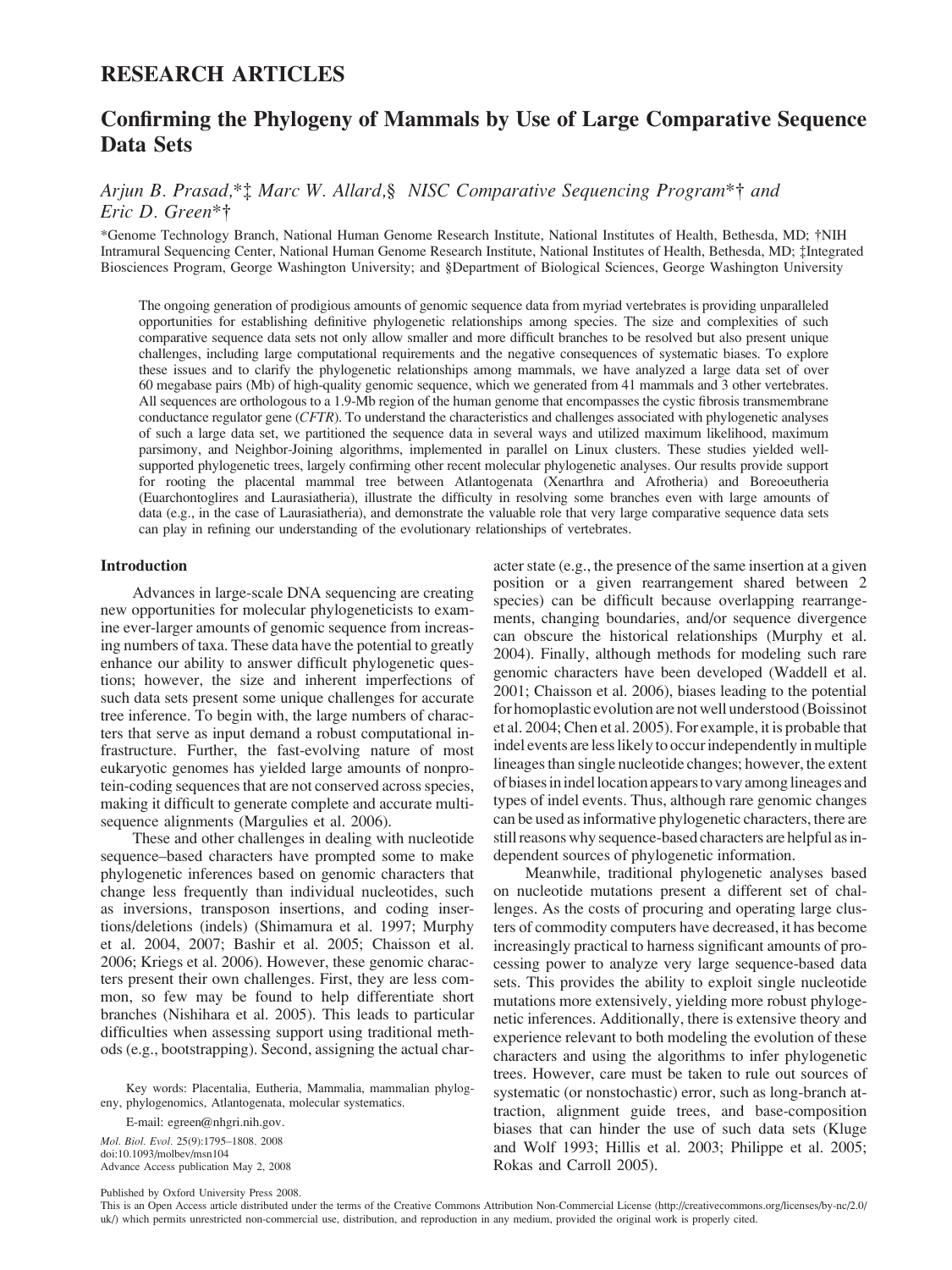# RESEARCH ARTICLES

## Confirming the Phylogeny of Mammals by Use of Large Comparative Sequence Data Sets

*Arjun B. Prasad,*‡ Marc W. Allard,§ NISC Comparative Sequencing Program*† and Eric D. Green*†*

*Genome Technology Branch, National Human Genome Research Institute, National Institutes of Health, Bethesda, MD; †NIH Intramural Sequencing Center, National Human Genome Research Institute, National Institutes of Health, Bethesda, MD; ‡Integrated Biosciences Program, George Washington University; and §Department of Biological Sciences, George Washington University

The ongoing generation of prodigious amounts of genomic sequence data from myriad vertebrates is providing unparalleled opportunities for establishing definitive phylogenetic relationships among species. The size and complexities of such comparative sequence data sets not only allow smaller and more difficult branches to be resolved but also present unique challenges, including large computational requirements and the negative consequences of systematic biases. To explore these issues and to clarify the phylogenetic relationships among mammals, we have analyzed a large data set of over 60 megabase pairs (Mb) of high-quality genomic sequence, which we generated from 41 mammals and 3 other vertebrates. All sequences are orthologous to a 1.9-Mb region of the human genome that encompasses the cystic fibrosis transmembrane conductance regulator gene (*CFTR*). To understand the characteristics and challenges associated with phylogenetic analyses of such a large data set, we partitioned the sequence data in several ways and utilized maximum likelihood, maximum parsimony, and Neighbor-Joining algorithms, implemented in parallel on Linux clusters. These studies yielded well-supported phylogenetic trees, largely confirming other recent molecular phylogenetic analyses. Our results provide support for rooting the placental mammal tree between Atlantogenata (Xenarthra and Afrotheria) and Boreoeutheria (Euarchontoglires and Laurasiatheria), illustrate the difficulty in resolving some branches even with large amounts of data (e.g., in the case of Laurasiatheria), and demonstrate the valuable role that very large comparative sequence data sets can play in refining our understanding of the evolutionary relationships of vertebrates.

### Introduction

Advances in large-scale DNA sequencing are creating new opportunities for molecular phylogeneticists to examine ever-larger amounts of genomic sequence from increasing numbers of taxa. These data have the potential to greatly enhance our ability to answer difficult phylogenetic questions; however, the size and inherent imperfections of such data sets present some unique challenges for accurate tree inference. To begin with, the large numbers of characters that serve as input demand a robust computational infrastructure. Further, the fast-evolving nature of most eukaryotic genomes has yielded large amounts of nonprotein-coding sequences that are not conserved across species, making it difficult to generate complete and accurate multisequence alignments (Margulies et al. 2006).

These and other challenges in dealing with nucleotide sequence–based characters have prompted some to make phylogenetic inferences based on genomic characters that change less frequently than individual nucleotides, such as inversions, transposon insertions, and coding insertions/deletions (indels) (Shimamura et al. 1997; Murphy et al. 2004, 2007; Bashir et al. 2005; Chaisson et al. 2006; Kriegs et al. 2006). However, these genomic characters present their own challenges. First, they are less common, so few may be found to help differentiate short branches (Nishihara et al. 2005). This leads to particular difficulties when assessing support using traditional methods (e.g., bootstrapping). Second, assigning the actual character state (e.g., the presence of the same insertion at a given position or a given rearrangement shared between 2 species) can be difficult because overlapping rearrangements, changing boundaries, and/or sequence divergence can obscure the historical relationships (Murphy et al. 2004). Finally, although methods for modeling such rare genomic characters have been developed (Waddell et al. 2001; Chaisson et al. 2006), biases leading to the potential for homoplastic evolution are not well understood (Boissinot et al. 2004; Chen et al. 2005). For example, it is probable that indel events are less likely to occur independently in multiple lineages than single nucleotide changes; however, the extent of biases in indel location appears to vary among lineages and types of indel events. Thus, although rare genomic changes can be used as informative phylogenetic characters, there are still reasons why sequence-based characters are helpful as independent sources of phylogenetic information.

Meanwhile, traditional phylogenetic analyses based on nucleotide mutations present a different set of challenges. As the costs of procuring and operating large clusters of commodity computers have decreased, it has become increasingly practical to harness significant amounts of processing power to analyze very large sequence-based data sets. This provides the ability to exploit single nucleotide mutations more extensively, yielding more robust phylogenetic inferences. Additionally, there is extensive theory and experience relevant to both modeling the evolution of these characters and using the algorithms to infer phylogenetic trees. However, care must be taken to rule out sources of systematic (or nonstochastic) error, such as long-branch attraction, alignment guide trees, and base-composition biases that can hinder the use of such data sets (Kluge and Wolf 1993; Hillis et al. 2003; Philippe et al. 2005; Rokas and Carroll 2005).

Key words: Placentalia, Eutheria, Mammalia, mammalian phylogeny, phylogenomics, Atlantogenata, molecular systematics.

E-mail: egreen@nhgri.nih.gov.

*Mol. Biol. Evol.* 25(9):1795–1808. 2008
doi:10.1093/molbev/msn104
Advance Access publication May 2, 2008

Published by Oxford University Press 2008.
This is an Open Access article distributed under the terms of the Creative Commons Attribution Non-Commercial License (http://creativecommons.org/licenses/by-nc/2.0/uk/) which permits unrestricted non-commercial use, distribution, and reproduction in any medium, provided the original work is properly cited.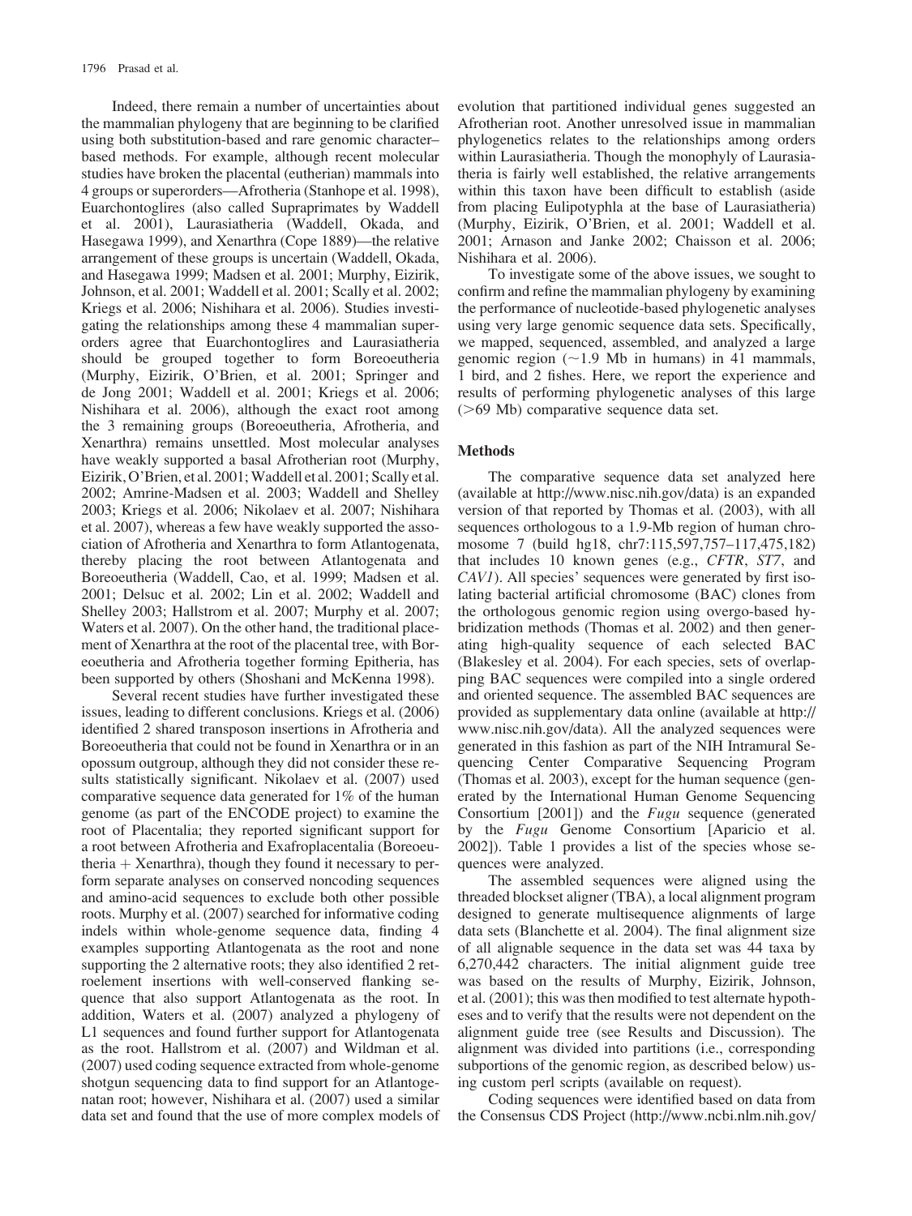Indeed, there remain a number of uncertainties about the mammalian phylogeny that are beginning to be clarified using both substitution-based and rare genomic character–based methods. For example, although recent molecular studies have broken the placental (eutherian) mammals into 4 groups or superorders—Afrotheria (Stanhope et al. 1998), Euarchontoglires (also called Supraprimates by Waddell et al. 2001), Laurasiatheria (Waddell, Okada, and Hasegawa 1999), and Xenarthra (Cope 1889)—the relative arrangement of these groups is uncertain (Waddell, Okada, and Hasegawa 1999; Madsen et al. 2001; Murphy, Eizirik, Johnson, et al. 2001; Waddell et al. 2001; Scally et al. 2002; Kriegs et al. 2006; Nishihara et al. 2006). Studies investigating the relationships among these 4 mammalian superorders agree that Euarchontoglires and Laurasiatheria should be grouped together to form Boreoeutheria (Murphy, Eizirik, O'Brien, et al. 2001; Springer and de Jong 2001; Waddell et al. 2001; Kriegs et al. 2006; Nishihara et al. 2006), although the exact root among the 3 remaining groups (Boreoeutheria, Afrotheria, and Xenarthra) remains unsettled. Most molecular analyses have weakly supported a basal Afrotherian root (Murphy, Eizirik, O'Brien, et al. 2001; Waddell et al. 2001; Scally et al. 2002; Amrine-Madsen et al. 2003; Waddell and Shelley 2003; Kriegs et al. 2006; Nikolaev et al. 2007; Nishihara et al. 2007), whereas a few have weakly supported the association of Afrotheria and Xenarthra to form Atlantogenata, thereby placing the root between Atlantogenata and Boreoeutheria (Waddell, Cao, et al. 1999; Madsen et al. 2001; Delsuc et al. 2002; Lin et al. 2002; Waddell and Shelley 2003; Hallstrom et al. 2007; Murphy et al. 2007; Waters et al. 2007). On the other hand, the traditional placement of Xenarthra at the root of the placental tree, with Boreoeutheria and Afrotheria together forming Epitheria, has been supported by others (Shoshani and McKenna 1998).

Several recent studies have further investigated these issues, leading to different conclusions. Kriegs et al. (2006) identified 2 shared transposon insertions in Afrotheria and Boreoeutheria that could not be found in Xenarthra or in an opossum outgroup, although they did not consider these results statistically significant. Nikolaev et al. (2007) used comparative sequence data generated for 1% of the human genome (as part of the ENCODE project) to examine the root of Placentalia; they reported significant support for a root between Afrotheria and Exafroplacentalia (Boreoeutheria + Xenarthra), though they found it necessary to perform separate analyses on conserved noncoding sequences and amino-acid sequences to exclude both other possible roots. Murphy et al. (2007) searched for informative coding indels within whole-genome sequence data, finding 4 examples supporting Atlantogenata as the root and none supporting the 2 alternative roots; they also identified 2 retroelement insertions with well-conserved flanking sequence that also support Atlantogenata as the root. In addition, Waters et al. (2007) analyzed a phylogeny of L1 sequences and found further support for Atlantogenata as the root. Hallstrom et al. (2007) and Wildman et al. (2007) used coding sequence extracted from whole-genome shotgun sequencing data to find support for an Atlantogenatan root; however, Nishihara et al. (2007) used a similar data set and found that the use of more complex models of evolution that partitioned individual genes suggested an Afrotherian root. Another unresolved issue in mammalian phylogenetics relates to the relationships among orders within Laurasiatheria. Though the monophyly of Laurasiatheria is fairly well established, the relative arrangements within this taxon have been difficult to establish (aside from placing Eulipotyphla at the base of Laurasiatheria) (Murphy, Eizirik, O'Brien, et al. 2001; Waddell et al. 2001; Arnason and Janke 2002; Chaisson et al. 2006; Nishihara et al. 2006).

To investigate some of the above issues, we sought to confirm and refine the mammalian phylogeny by examining the performance of nucleotide-based phylogenetic analyses using very large genomic sequence data sets. Specifically, we mapped, sequenced, assembled, and analyzed a large genomic region (~1.9 Mb in humans) in 41 mammals, 1 bird, and 2 fishes. Here, we report the experience and results of performing phylogenetic analyses of this large (>69 Mb) comparative sequence data set.

## Methods

The comparative sequence data set analyzed here (available at http://www.nisc.nih.gov/data) is an expanded version of that reported by Thomas et al. (2003), with all sequences orthologous to a 1.9-Mb region of human chromosome 7 (build hg18, chr7:115,597,757–117,475,182) that includes 10 known genes (e.g., *CFTR*, *ST7*, and *CAV1*). All species' sequences were generated by first isolating bacterial artificial chromosome (BAC) clones from the orthologous genomic region using overgo-based hybridization methods (Thomas et al. 2002) and then generating high-quality sequence of each selected BAC (Blakesley et al. 2004). For each species, sets of overlapping BAC sequences were compiled into a single ordered and oriented sequence. The assembled BAC sequences are provided as supplementary data online (available at http://www.nisc.nih.gov/data). All the analyzed sequences were generated in this fashion as part of the NIH Intramural Sequencing Center Comparative Sequencing Program (Thomas et al. 2003), except for the human sequence (generated by the International Human Genome Sequencing Consortium [2001]) and the *Fugu* sequence (generated by the *Fugu* Genome Consortium [Aparicio et al. 2002]). Table 1 provides a list of the species whose sequences were analyzed.

The assembled sequences were aligned using the threaded blockset aligner (TBA), a local alignment program designed to generate multisequence alignments of large data sets (Blanchette et al. 2004). The final alignment size of all alignable sequence in the data set was 44 taxa by 6,270,442 characters. The initial alignment guide tree was based on the results of Murphy, Eizirik, Johnson, et al. (2001); this was then modified to test alternate hypotheses and to verify that the results were not dependent on the alignment guide tree (see Results and Discussion). The alignment was divided into partitions (i.e., corresponding subportions of the genomic region, as described below) using custom perl scripts (available on request).

Coding sequences were identified based on data from the Consensus CDS Project (http://www.ncbi.nlm.nih.gov/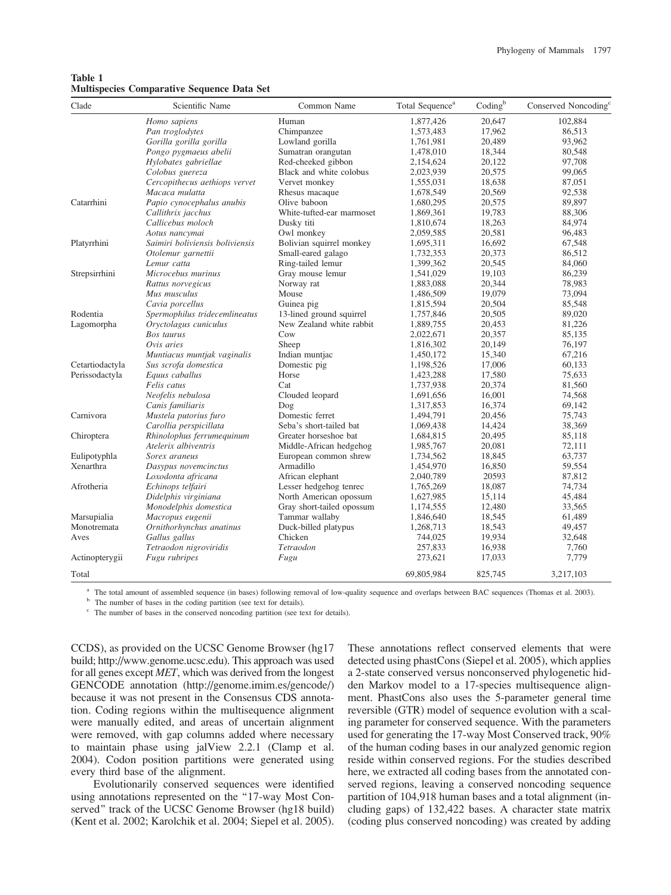**Table 1**
**Multispecies Comparative Sequence Data Set**

| Clade | Scientific Name | Common Name | Total Sequence[a] | Coding[b] | Conserved Noncoding[c] |
|---|---|---|---|---|---|
| | *Homo sapiens* | Human | 1,877,426 | 20,647 | 102,884 |
| | *Pan troglodytes* | Chimpanzee | 1,573,483 | 17,962 | 86,513 |
| | *Gorilla gorilla gorilla* | Lowland gorilla | 1,761,981 | 20,489 | 93,962 |
| | *Pongo pygmaeus abelii* | Sumatran orangutan | 1,478,010 | 18,344 | 80,548 |
| | *Hylobates gabriellae* | Red-cheeked gibbon | 2,154,624 | 20,122 | 97,708 |
| | *Colobus guereza* | Black and white colobus | 2,023,939 | 20,575 | 99,065 |
| | *Cercopithecus aethiops vervet* | Vervet monkey | 1,555,031 | 18,638 | 87,051 |
| | *Macaca mulatta* | Rhesus macaque | 1,678,549 | 20,569 | 92,538 |
| Catarrhini | *Papio cynocephalus anubis* | Olive baboon | 1,680,295 | 20,575 | 89,897 |
| | *Callithrix jacchus* | White-tufted-ear marmoset | 1,869,361 | 19,783 | 88,306 |
| | *Callicebus moloch* | Dusky titi | 1,810,674 | 18,263 | 84,974 |
| | *Aotus nancymai* | Owl monkey | 2,059,585 | 20,581 | 96,483 |
| Platyrrhini | *Saimiri boliviensis boliviensis* | Bolivian squirrel monkey | 1,695,311 | 16,692 | 67,548 |
| | *Otolemur garnettii* | Small-eared galago | 1,732,353 | 20,373 | 86,512 |
| | *Lemur catta* | Ring-tailed lemur | 1,399,362 | 20,545 | 84,060 |
| Strepsirrhini | *Microcebus murinus* | Gray mouse lemur | 1,541,029 | 19,103 | 86,239 |
| | *Rattus norvegicus* | Norway rat | 1,883,088 | 20,344 | 78,983 |
| | *Mus musculus* | Mouse | 1,486,509 | 19,079 | 73,094 |
| | *Cavia porcellus* | Guinea pig | 1,815,594 | 20,504 | 85,548 |
| Rodentia | *Spermophilus tridecemlineatus* | 13-lined ground squirrel | 1,757,846 | 20,505 | 89,020 |
| Lagomorpha | *Oryctolagus cuniculus* | New Zealand white rabbit | 1,889,755 | 20,453 | 81,226 |
| | *Bos taurus* | Cow | 2,022,671 | 20,357 | 85,135 |
| | *Ovis aries* | Sheep | 1,816,302 | 20,149 | 76,197 |
| | *Muntiacus muntjak vaginalis* | Indian muntjac | 1,450,172 | 15,340 | 67,216 |
| Cetartiodactyla | *Sus scrofa domestica* | Domestic pig | 1,198,526 | 17,006 | 60,133 |
| Perissodactyla | *Equus caballus* | Horse | 1,423,288 | 17,580 | 75,633 |
| | *Felis catus* | Cat | 1,737,938 | 20,374 | 81,560 |
| | *Neofelis nebulosa* | Clouded leopard | 1,691,656 | 16,001 | 74,568 |
| | *Canis familiaris* | Dog | 1,317,853 | 16,374 | 69,142 |
| Carnivora | *Mustela putorius furo* | Domestic ferret | 1,494,791 | 20,456 | 75,743 |
| | *Carollia perspicillata* | Seba's short-tailed bat | 1,069,438 | 14,424 | 38,369 |
| Chiroptera | *Rhinolophus ferrumequinum* | Greater horseshoe bat | 1,684,815 | 20,495 | 85,118 |
| | *Atelerix albiventris* | Middle-African hedgehog | 1,985,767 | 20,081 | 72,111 |
| Eulipotyphla | *Sorex araneus* | European common shrew | 1,734,562 | 18,845 | 63,737 |
| Xenarthra | *Dasypus novemcinctus* | Armadillo | 1,454,970 | 16,850 | 59,554 |
| | *Loxodonta africana* | African elephant | 2,040,789 | 20593 | 87,812 |
| Afrotheria | *Echinops telfairi* | Lesser hedgehog tenrec | 1,765,269 | 18,087 | 74,734 |
| | *Didelphis virginiana* | North American opossum | 1,627,985 | 15,114 | 45,484 |
| | *Monodelphis domestica* | Gray short-tailed opossum | 1,174,555 | 12,480 | 33,565 |
| Marsupialia | *Macropus eugenii* | Tammar wallaby | 1,846,640 | 18,545 | 61,489 |
| Monotremata | *Ornithorhynchus anatinus* | Duck-billed platypus | 1,268,713 | 18,543 | 49,457 |
| Aves | *Gallus gallus* | Chicken | 744,025 | 19,934 | 32,648 |
| | *Tetraodon nigroviridis* | *Tetraodon* | 257,833 | 16,938 | 7,760 |
| Actinopterygii | *Fugu rubripes* | *Fugu* | 273,621 | 17,033 | 7,779 |
| Total | | | 69,805,984 | 825,745 | 3,217,103 |

[a] The total amount of assembled sequence (in bases) following removal of low-quality sequence and overlaps between BAC sequences (Thomas et al. 2003).

[b] The number of bases in the coding partition (see text for details).

[c] The number of bases in the conserved noncoding partition (see text for details).

CCDS), as provided on the UCSC Genome Browser (hg17 build; http://www.genome.ucsc.edu). This approach was used for all genes except *MET*, which was derived from the longest GENCODE annotation (http://genome.imim.es/gencode/) because it was not present in the Consensus CDS annotation. Coding regions within the multisequence alignment were manually edited, and areas of uncertain alignment were removed, with gap columns added where necessary to maintain phase using jalView 2.2.1 (Clamp et al. 2004). Codon position partitions were generated using every third base of the alignment.

Evolutionarily conserved sequences were identified using annotations represented on the "17-way Most Conserved" track of the UCSC Genome Browser (hg18 build) (Kent et al. 2002; Karolchik et al. 2004; Siepel et al. 2005). These annotations reflect conserved elements that were detected using phastCons (Siepel et al. 2005), which applies a 2-state conserved versus nonconserved phylogenetic hidden Markov model to a 17-species multisequence alignment. PhastCons also uses the 5-parameter general time reversible (GTR) model of sequence evolution with a scaling parameter for conserved sequence. With the parameters used for generating the 17-way Most Conserved track, 90% of the human coding bases in our analyzed genomic region reside within conserved regions. For the studies described here, we extracted all coding bases from the annotated conserved regions, leaving a conserved noncoding sequence partition of 104,918 human bases and a total alignment (including gaps) of 132,422 bases. A character state matrix (coding plus conserved noncoding) was created by adding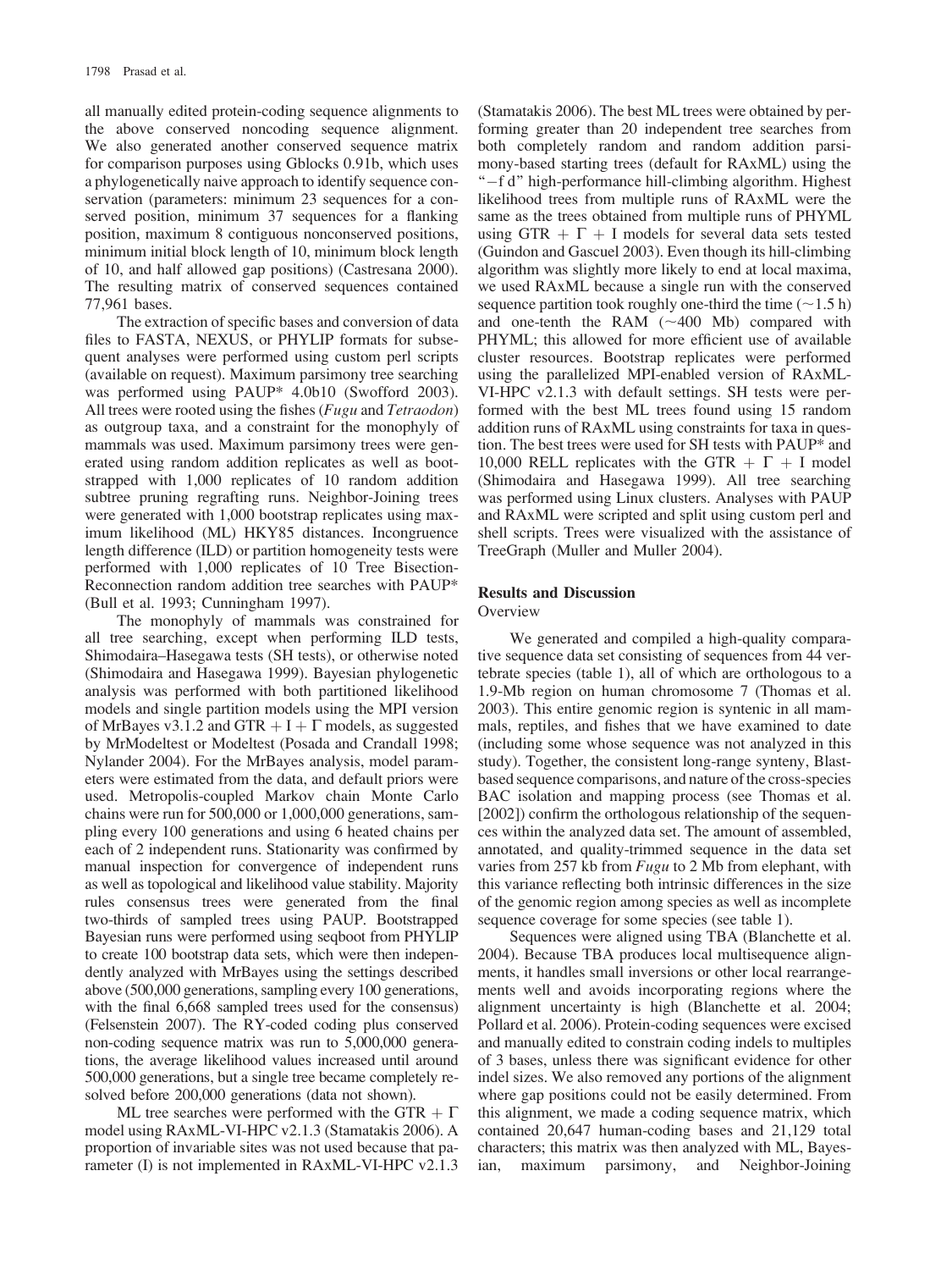all manually edited protein-coding sequence alignments to the above conserved noncoding sequence alignment. We also generated another conserved sequence matrix for comparison purposes using Gblocks 0.91b, which uses a phylogenetically naive approach to identify sequence conservation (parameters: minimum 23 sequences for a conserved position, minimum 37 sequences for a flanking position, maximum 8 contiguous nonconserved positions, minimum initial block length of 10, minimum block length of 10, and half allowed gap positions) (Castresana 2000). The resulting matrix of conserved sequences contained 77,961 bases.

The extraction of specific bases and conversion of data files to FASTA, NEXUS, or PHYLIP formats for subsequent analyses were performed using custom perl scripts (available on request). Maximum parsimony tree searching was performed using PAUP* 4.0b10 (Swofford 2003). All trees were rooted using the fishes (*Fugu* and *Tetraodon*) as outgroup taxa, and a constraint for the monophyly of mammals was used. Maximum parsimony trees were generated using random addition replicates as well as bootstrapped with 1,000 replicates of 10 random addition subtree pruning regrafting runs. Neighbor-Joining trees were generated with 1,000 bootstrap replicates using maximum likelihood (ML) HKY85 distances. Incongruence length difference (ILD) or partition homogeneity tests were performed with 1,000 replicates of 10 Tree Bisection-Reconnection random addition tree searches with PAUP* (Bull et al. 1993; Cunningham 1997).

The monophyly of mammals was constrained for all tree searching, except when performing ILD tests, Shimodaira–Hasegawa tests (SH tests), or otherwise noted (Shimodaira and Hasegawa 1999). Bayesian phylogenetic analysis was performed with both partitioned likelihood models and single partition models using the MPI version of MrBayes v3.1.2 and GTR + I + $\Gamma$ models, as suggested by MrModeltest or Modeltest (Posada and Crandall 1998; Nylander 2004). For the MrBayes analysis, model parameters were estimated from the data, and default priors were used. Metropolis-coupled Markov chain Monte Carlo chains were run for 500,000 or 1,000,000 generations, sampling every 100 generations and using 6 heated chains per each of 2 independent runs. Stationarity was confirmed by manual inspection for convergence of independent runs as well as topological and likelihood value stability. Majority rules consensus trees were generated from the final two-thirds of sampled trees using PAUP. Bootstrapped Bayesian runs were performed using seqboot from PHYLIP to create 100 bootstrap data sets, which were then independently analyzed with MrBayes using the settings described above (500,000 generations, sampling every 100 generations, with the final 6,668 sampled trees used for the consensus) (Felsenstein 2007). The RY-coded coding plus conserved non-coding sequence matrix was run to 5,000,000 generations, the average likelihood values increased until around 500,000 generations, but a single tree became completely resolved before 200,000 generations (data not shown).

ML tree searches were performed with the GTR + $\Gamma$ model using RAxML-VI-HPC v2.1.3 (Stamatakis 2006). A proportion of invariable sites was not used because that parameter (I) is not implemented in RAxML-VI-HPC v2.1.3 (Stamatakis 2006). The best ML trees were obtained by performing greater than 20 independent tree searches from both completely random and random addition parsimony-based starting trees (default for RAxML) using the "−f d" high-performance hill-climbing algorithm. Highest likelihood trees from multiple runs of RAxML were the same as the trees obtained from multiple runs of PHYML using GTR + $\Gamma$ + I models for several data sets tested (Guindon and Gascuel 2003). Even though its hill-climbing algorithm was slightly more likely to end at local maxima, we used RAxML because a single run with the conserved sequence partition took roughly one-third the time (~1.5 h) and one-tenth the RAM (~400 Mb) compared with PHYML; this allowed for more efficient use of available cluster resources. Bootstrap replicates were performed using the parallelized MPI-enabled version of RAxML-VI-HPC v2.1.3 with default settings. SH tests were performed with the best ML trees found using 15 random addition runs of RAxML using constraints for taxa in question. The best trees were used for SH tests with PAUP* and 10,000 RELL replicates with the GTR + $\Gamma$ + I model (Shimodaira and Hasegawa 1999). All tree searching was performed using Linux clusters. Analyses with PAUP and RAxML were scripted and split using custom perl and shell scripts. Trees were visualized with the assistance of TreeGraph (Muller and Muller 2004).

## Results and Discussion

### Overview

We generated and compiled a high-quality comparative sequence data set consisting of sequences from 44 vertebrate species (table 1), all of which are orthologous to a 1.9-Mb region on human chromosome 7 (Thomas et al. 2003). This entire genomic region is syntenic in all mammals, reptiles, and fishes that we have examined to date (including some whose sequence was not analyzed in this study). Together, the consistent long-range synteny, Blast-based sequence comparisons, and nature of the cross-species BAC isolation and mapping process (see Thomas et al. [2002]) confirm the orthologous relationship of the sequences within the analyzed data set. The amount of assembled, annotated, and quality-trimmed sequence in the data set varies from 257 kb from *Fugu* to 2 Mb from elephant, with this variance reflecting both intrinsic differences in the size of the genomic region among species as well as incomplete sequence coverage for some species (see table 1).

Sequences were aligned using TBA (Blanchette et al. 2004). Because TBA produces local multisequence alignments, it handles small inversions or other local rearrangements well and avoids incorporating regions where the alignment uncertainty is high (Blanchette et al. 2004; Pollard et al. 2006). Protein-coding sequences were excised and manually edited to constrain coding indels to multiples of 3 bases, unless there was significant evidence for other indel sizes. We also removed any portions of the alignment where gap positions could not be easily determined. From this alignment, we made a coding sequence matrix, which contained 20,647 human-coding bases and 21,129 total characters; this matrix was then analyzed with ML, Bayesian, maximum parsimony, and Neighbor-Joining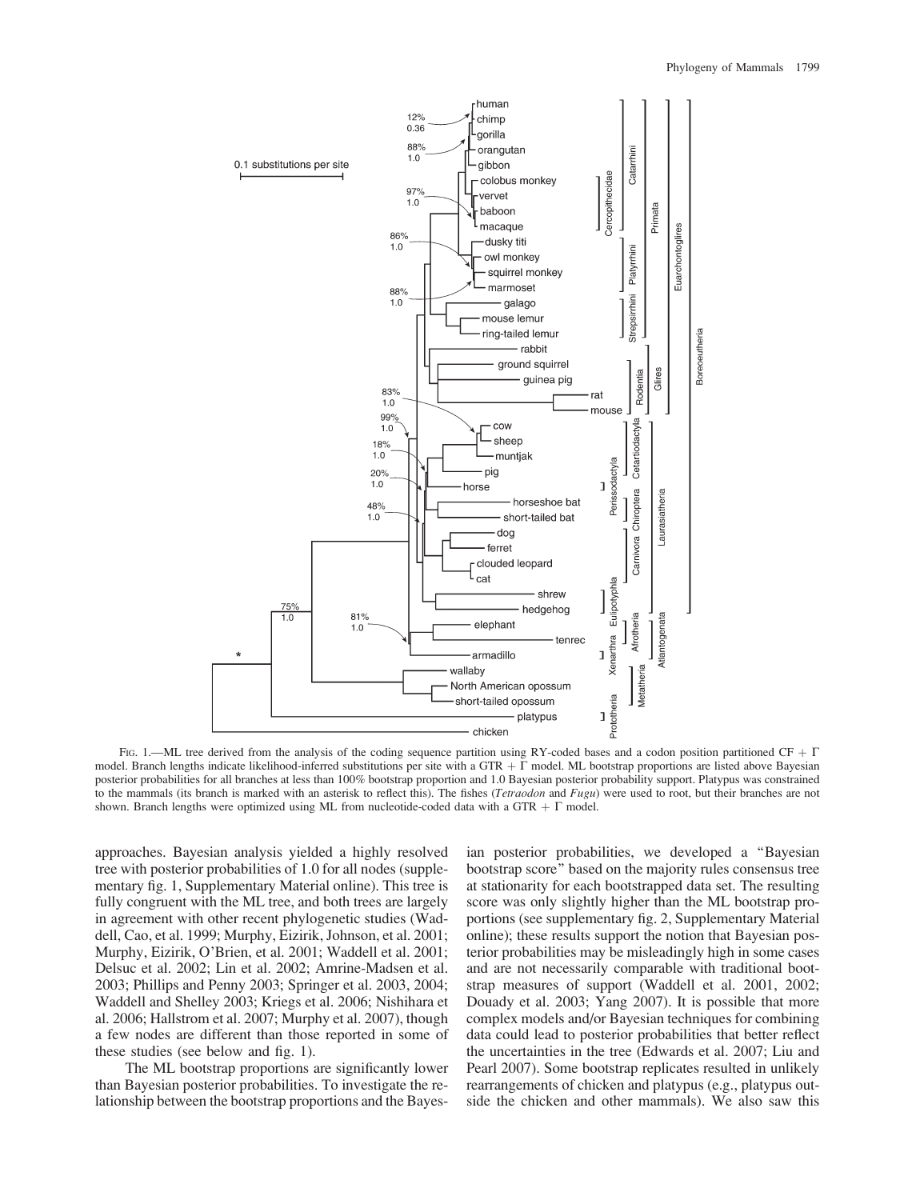0.1 substitutions per site

human
chimp
gorilla
orangutan
gibbon
colobus monkey
vervet
baboon
macaque
dusky titi
owl monkey
squirrel monkey
marmoset
galago
mouse lemur
ring-tailed lemur
rabbit
ground squirrel
guinea pig
rat
mouse
cow
sheep
muntjak
pig
horse
horseshoe bat
short-tailed bat
dog
ferret
clouded leopard
cat
shrew
hedgehog
elephant
tenrec
armadillo
wallaby
North American opossum
short-tailed opossum
platypus
chicken

12% 0.36
88% 1.0
97% 1.0
86% 1.0
88% 1.0
83% 1.0
99% 1.0
18% 1.0
20% 1.0
48% 1.0
81% 1.0
75% 1.0
*

Cercopithecidae
Catarrhini
Platyrrhini
Strepsirrhini
Primata
Euarchontoglires
Rodentia
Glires
Boreoeutheria
Cetartiodactyla
Perissodactyla
Chiroptera
Carnivora
Eulipotyphla
Laurasiatheria
Afrotheria
Xenarthra
Atlantogenata
Metatheria
Prototheria

FIG. 1.—ML tree derived from the analysis of the coding sequence partition using RY-coded bases and a codon position partitioned CF + Γ model. Branch lengths indicate likelihood-inferred substitutions per site with a GTR + Γ model. ML bootstrap proportions are listed above Bayesian posterior probabilities for all branches at less than 100% bootstrap proportion and 1.0 Bayesian posterior probability support. Platypus was constrained to the mammals (its branch is marked with an asterisk to reflect this). The fishes (*Tetraodon* and *Fugu*) were used to root, but their branches are not shown. Branch lengths were optimized using ML from nucleotide-coded data with a GTR + Γ model.

approaches. Bayesian analysis yielded a highly resolved tree with posterior probabilities of 1.0 for all nodes (supplementary fig. 1, Supplementary Material online). This tree is fully congruent with the ML tree, and both trees are largely in agreement with other recent phylogenetic studies (Waddell, Cao, et al. 1999; Murphy, Eizirik, Johnson, et al. 2001; Murphy, Eizirik, O'Brien, et al. 2001; Waddell et al. 2001; Delsuc et al. 2002; Lin et al. 2002; Amrine-Madsen et al. 2003; Phillips and Penny 2003; Springer et al. 2003, 2004; Waddell and Shelley 2003; Kriegs et al. 2006; Nishihara et al. 2006; Hallstrom et al. 2007; Murphy et al. 2007), though a few nodes are different than those reported in some of these studies (see below and fig. 1).

The ML bootstrap proportions are significantly lower than Bayesian posterior probabilities. To investigate the relationship between the bootstrap proportions and the Bayesian posterior probabilities, we developed a "Bayesian bootstrap score" based on the majority rules consensus tree at stationarity for each bootstrapped data set. The resulting score was only slightly higher than the ML bootstrap proportions (see supplementary fig. 2, Supplementary Material online); these results support the notion that Bayesian posterior probabilities may be misleadingly high in some cases and are not necessarily comparable with traditional bootstrap measures of support (Waddell et al. 2001, 2002; Douady et al. 2003; Yang 2007). It is possible that more complex models and/or Bayesian techniques for combining data could lead to posterior probabilities that better reflect the uncertainties in the tree (Edwards et al. 2007; Liu and Pearl 2007). Some bootstrap replicates resulted in unlikely rearrangements of chicken and platypus (e.g., platypus outside the chicken and other mammals). We also saw this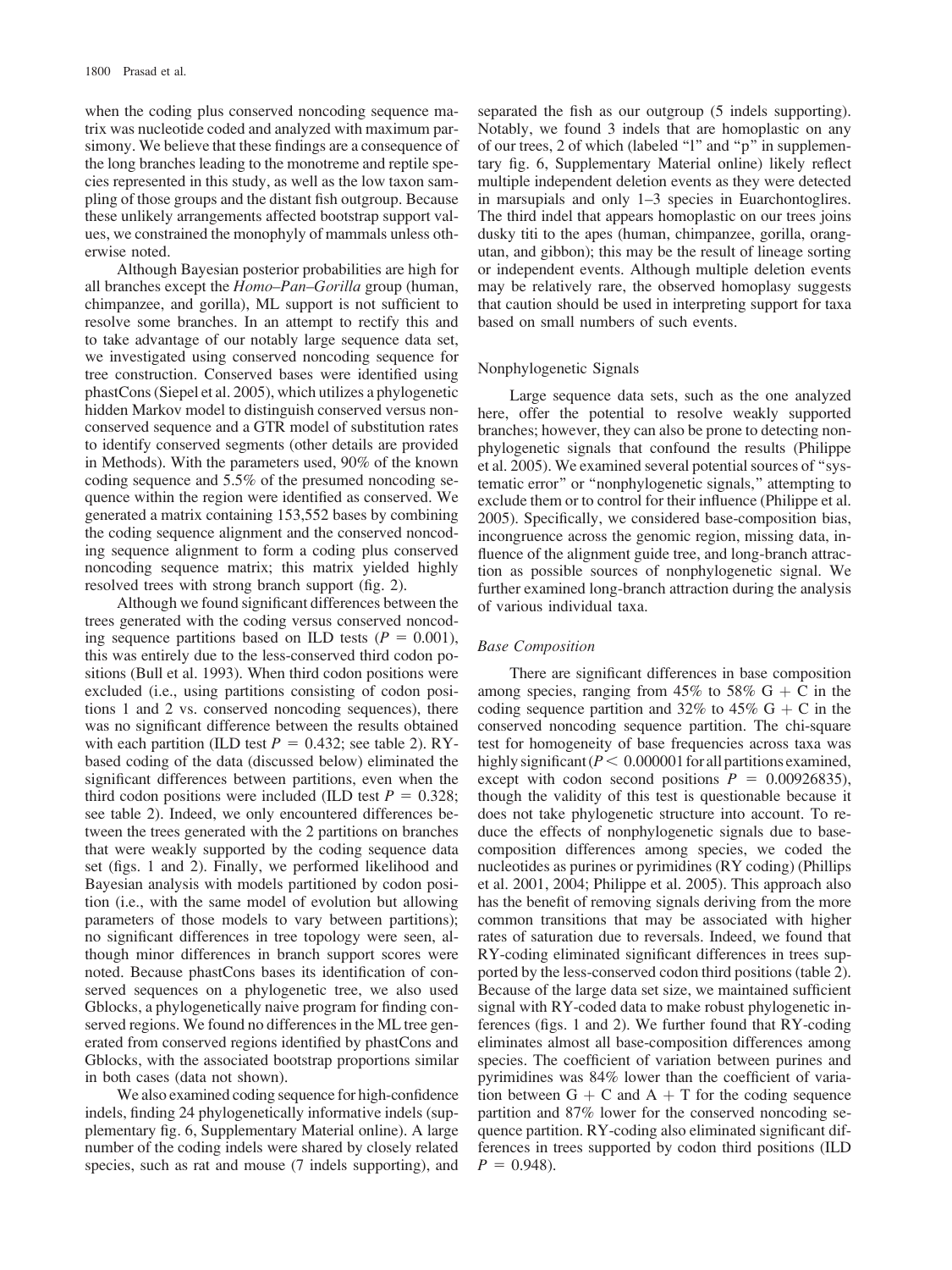when the coding plus conserved noncoding sequence matrix was nucleotide coded and analyzed with maximum parsimony. We believe that these findings are a consequence of the long branches leading to the monotreme and reptile species represented in this study, as well as the low taxon sampling of those groups and the distant fish outgroup. Because these unlikely arrangements affected bootstrap support values, we constrained the monophyly of mammals unless otherwise noted.

Although Bayesian posterior probabilities are high for all branches except the *Homo–Pan–Gorilla* group (human, chimpanzee, and gorilla), ML support is not sufficient to resolve some branches. In an attempt to rectify this and to take advantage of our notably large sequence data set, we investigated using conserved noncoding sequence for tree construction. Conserved bases were identified using phastCons (Siepel et al. 2005), which utilizes a phylogenetic hidden Markov model to distinguish conserved versus nonconserved sequence and a GTR model of substitution rates to identify conserved segments (other details are provided in Methods). With the parameters used, 90% of the known coding sequence and 5.5% of the presumed noncoding sequence within the region were identified as conserved. We generated a matrix containing 153,552 bases by combining the coding sequence alignment and the conserved noncoding sequence alignment to form a coding plus conserved noncoding sequence matrix; this matrix yielded highly resolved trees with strong branch support (fig. 2).

Although we found significant differences between the trees generated with the coding versus conserved noncoding sequence partitions based on ILD tests ($P = 0.001$), this was entirely due to the less-conserved third codon positions (Bull et al. 1993). When third codon positions were excluded (i.e., using partitions consisting of codon positions 1 and 2 vs. conserved noncoding sequences), there was no significant difference between the results obtained with each partition (ILD test $P = 0.432$; see table 2). RY-based coding of the data (discussed below) eliminated the significant differences between partitions, even when the third codon positions were included (ILD test $P = 0.328$; see table 2). Indeed, we only encountered differences between the trees generated with the 2 partitions on branches that were weakly supported by the coding sequence data set (figs. 1 and 2). Finally, we performed likelihood and Bayesian analysis with models partitioned by codon position (i.e., with the same model of evolution but allowing parameters of those models to vary between partitions); no significant differences in tree topology were seen, although minor differences in branch support scores were noted. Because phastCons bases its identification of conserved sequences on a phylogenetic tree, we also used Gblocks, a phylogenetically naive program for finding conserved regions. We found no differences in the ML tree generated from conserved regions identified by phastCons and Gblocks, with the associated bootstrap proportions similar in both cases (data not shown).

We also examined coding sequence for high-confidence indels, finding 24 phylogenetically informative indels (supplementary fig. 6, Supplementary Material online). A large number of the coding indels were shared by closely related species, such as rat and mouse (7 indels supporting), and separated the fish as our outgroup (5 indels supporting). Notably, we found 3 indels that are homoplastic on any of our trees, 2 of which (labeled "l" and "p" in supplementary fig. 6, Supplementary Material online) likely reflect multiple independent deletion events as they were detected in marsupials and only 1–3 species in Euarchontoglires. The third indel that appears homoplastic on our trees joins dusky titi to the apes (human, chimpanzee, gorilla, orangutan, and gibbon); this may be the result of lineage sorting or independent events. Although multiple deletion events may be relatively rare, the observed homoplasy suggests that caution should be used in interpreting support for taxa based on small numbers of such events.

## Nonphylogenetic Signals

Large sequence data sets, such as the one analyzed here, offer the potential to resolve weakly supported branches; however, they can also be prone to detecting nonphylogenetic signals that confound the results (Philippe et al. 2005). We examined several potential sources of "systematic error" or "nonphylogenetic signals," attempting to exclude them or to control for their influence (Philippe et al. 2005). Specifically, we considered base-composition bias, incongruence across the genomic region, missing data, influence of the alignment guide tree, and long-branch attraction as possible sources of nonphylogenetic signal. We further examined long-branch attraction during the analysis of various individual taxa.

### *Base Composition*

There are significant differences in base composition among species, ranging from 45% to 58% G + C in the coding sequence partition and 32% to 45% G + C in the conserved noncoding sequence partition. The chi-square test for homogeneity of base frequencies across taxa was highly significant ($P < 0.000001$ for all partitions examined, except with codon second positions $P = 0.00926835$), though the validity of this test is questionable because it does not take phylogenetic structure into account. To reduce the effects of nonphylogenetic signals due to base-composition differences among species, we coded the nucleotides as purines or pyrimidines (RY coding) (Phillips et al. 2001, 2004; Philippe et al. 2005). This approach also has the benefit of removing signals deriving from the more common transitions that may be associated with higher rates of saturation due to reversals. Indeed, we found that RY-coding eliminated significant differences in trees supported by the less-conserved codon third positions (table 2). Because of the large data set size, we maintained sufficient signal with RY-coded data to make robust phylogenetic inferences (figs. 1 and 2). We further found that RY-coding eliminates almost all base-composition differences among species. The coefficient of variation between purines and pyrimidines was 84% lower than the coefficient of variation between G + C and A + T for the coding sequence partition and 87% lower for the conserved noncoding sequence partition. RY-coding also eliminated significant differences in trees supported by codon third positions (ILD $P = 0.948$).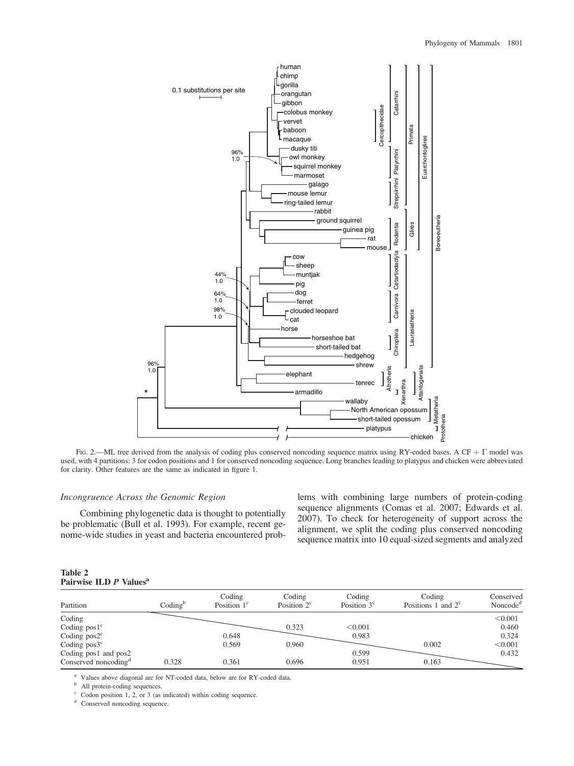human
chimp
gorilla
orangutan
gibbon
colobus monkey
vervet
baboon
macaque
dusky titi
owl monkey
squirrel monkey
marmoset
galago
mouse lemur
ring-tailed lemur
rabbit
ground squirrel
guinea pig
rat
mouse
cow
sheep
muntjak
pig
dog
ferret
clouded leopard
cat
horse
horseshoe bat
short-tailed bat
hedgehog
shrew
elephant
tenrec
armadillo
wallaby
North American opossum
short-tailed opossum
platypus
chicken

0.1 substitutions per site

96%
1.0

44%
1.0

64%
1.0

98%
1.0

96%
1.0

*

Cercopithecidae
Catarrhini
Platyrrhini
Strepsirrhini
Primata
Euarchontoglires
Rodentia
Glires
Boreoeutheria
Cetartiodactyla
Carnivora
Chiroptera
Laurasiatheria
Afrotheria
Xenarthra
Atlantogenata
Metatheria
Prototheria

FIG. 2.—ML tree derived from the analysis of coding plus conserved noncoding sequence matrix using RY-coded bases. A CF + Γ model was used, with 4 partitions: 3 for codon positions and 1 for conserved noncoding sequence. Long branches leading to platypus and chicken were abbreviated for clarity. Other features are the same as indicated in figure 1.

### *Incongruence Across the Genomic Region*

Combining phylogenetic data is thought to potentially be problematic (Bull et al. 1993). For example, recent genome-wide studies in yeast and bacteria encountered problems with combining large numbers of protein-coding sequence alignments (Comas et al. 2007; Edwards et al. 2007). To check for heterogeneity of support across the alignment, we split the coding plus conserved noncoding sequence matrix into 10 equal-sized segments and analyzed

**Table 2**
**Pairwise ILD *P* Values**[a]

| Partition | Coding[b] | Coding Position 1[c] | Coding Position 2[c] | Coding Position 3[c] | Coding Positions 1 and 2[c] | Conserved Noncode[d] |
|---|---|---|---|---|---|---|
| Coding | | | | | | <0.001 |
| Coding pos1[c] | | | 0.323 | <0.001 | | 0.460 |
| Coding pos2[c] | | 0.648 | | 0.983 | | 0.324 |
| Coding pos3[c] | | 0.569 | 0.960 | | 0.002 | <0.001 |
| Coding pos1 and pos2 | | | | 0.599 | | 0.432 |
| Conserved noncoding[d] | 0.328 | 0.361 | 0.696 | 0.951 | 0.163 | |

[a] Values above diagonal are for NT-coded data, below are for RY-coded data.
[b] All protein-coding sequences.
[c] Codon position 1, 2, or 3 (as indicated) within coding sequence.
[d] Conserved noncoding sequence.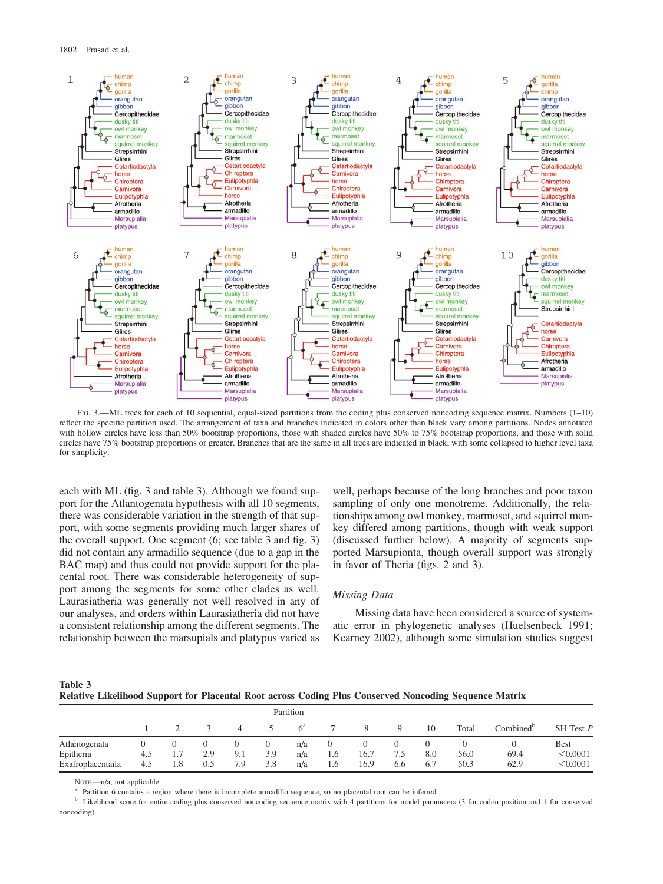1
human
chimp
gorilla
orangutan
gibbon
Cercopithecidae
dusky titi
owl monkey
marmoset
squirrel monkey
Strepsirrhini
Glires
Cetartiodactyla
horse
Chiroptera
Carnivora
Eulipotyphla
Afrotheria
armadillo
Marsupialia
platypus

2
human
chimp
gorilla
orangutan
gibbon
Cercopithecidae
dusky titi
owl monkey
marmoset
squirrel monkey
Strepsirrhini
Glires
Cetartiodactyla
Chiroptera
Eulipotyphla
Carnivora
horse
Afrotheria
armadillo
Marsupialia
platypus

3
human
chimp
gorilla
orangutan
gibbon
Cercopithecidae
dusky titi
owl monkey
marmoset
squirrel monkey
Strepsirrhini
Glires
Cetartiodactyla
Carnivora
horse
Chiroptera
Eulipotyphla
Afrotheria
armadillo
Marsupialia
platypus

4
human
chimp
gorilla
orangutan
gibbon
Cercopithecidae
dusky titi
owl monkey
marmoset
squirrel monkey
Strepsirrhini
Glires
Cetartiodactyla
horse
Chiroptera
Carnivora
Eulipotyphla
Afrotheria
armadillo
Marsupialia
platypus

5
human
gorilla
chimp
orangutan
gibbon
Cercopithecidae
dusky titi
owl monkey
marmoset
squirrel monkey
Strepsirrhini
Glires
Cetartiodactyla
horse
Chiroptera
Carnivora
Eulipotyphla
Afrotheria
armadillo
Marsupialia
platypus

6
human
chimp
gorilla
orangutan
gibbon
Cercopithecidae
dusky titi
owl monkey
marmoset
squirrel monkey
Strepsirrhini
Glires
Cetartiodactyla
horse
Carnivora
Chiroptera
Eulipotyphla
Afrotheria
Marsupialia
platypus

7
human
chimp
gorilla
orangutan
gibbon
Cercopithecidae
dusky titi
owl monkey
marmoset
squirrel monkey
Strepsirrhini
Glires
Cetartiodactyla
horse
Carnivora
Chiroptera
Eulipotyphla
Afrotheria
armadillo
Marsupialia
platypus

8
human
chimp
gorilla
orangutan
gibbon
Cercopithecidae
dusky titi
owl monkey
marmoset
squirrel monkey
Strepsirrhini
Glires
Cetartiodactyla
horse
Carnivora
Chiroptera
Eulipotyphla
Afrotheria
armadillo
Marsupialia
platypus

9
human
chimp
gorilla
orangutan
gibbon
Cercopithecidae
dusky titi
owl monkey
marmoset
squirrel monkey
Strepsirrhini
Glires
Cetartiodactyla
Carnivora
Chiroptera
horse
Eulipotyphla
Afrotheria
armadillo
Marsupialia
platypus

10
human
gorilla
gibbon
Cercopithecidae
dusky titi
owl monkey
marmoset
squirrel monkey
Strepsirrhini
Cetartiodactyla
horse
Carnivora
Chiroptera
Eulipotyphla
Afrotheria
armadillo
Marsupialia
platypus

FIG. 3.—ML trees for each of 10 sequential, equal-sized partitions from the coding plus conserved noncoding sequence matrix. Numbers (1–10) reflect the specific partition used. The arrangement of taxa and branches indicated in colors other than black vary among partitions. Nodes annotated with hollow circles have less than 50% bootstrap proportions, those with shaded circles have 50% to 75% bootstrap proportions, and those with solid circles have 75% bootstrap proportions or greater. Branches that are the same in all trees are indicated in black, with some collapsed to higher level taxa for simplicity.

each with ML (fig. 3 and table 3). Although we found support for the Atlantogenata hypothesis with all 10 segments, there was considerable variation in the strength of that support, with some segments providing much larger shares of the overall support. One segment (6; see table 3 and fig. 3) did not contain any armadillo sequence (due to a gap in the BAC map) and thus could not provide support for the placental root. There was considerable heterogeneity of support among the segments for some other clades as well. Laurasiatheria was generally not well resolved in any of our analyses, and orders within Laurasiatheria did not have a consistent relationship among the different segments. The relationship between the marsupials and platypus varied as well, perhaps because of the long branches and poor taxon sampling of only one monotreme. Additionally, the relationships among owl monkey, marmoset, and squirrel monkey differed among partitions, though with weak support (discussed further below). A majority of segments supported Marsupionta, though overall support was strongly in favor of Theria (figs. 2 and 3).

### *Missing Data*

Missing data have been considered a source of systematic error in phylogenetic analyses (Huelsenbeck 1991; Kearney 2002), although some simulation studies suggest

**Table 3**
**Relative Likelihood Support for Placental Root across Coding Plus Conserved Noncoding Sequence Matrix**

| | Partition | | | | | | | | | | | | |
|---|---|---|---|---|---|---|---|---|---|---|---|---|---|
| | 1 | 2 | 3 | 4 | 5 | 6[a] | 7 | 8 | 9 | 10 | Total | Combined[b] | SH Test *P* |
| Atlantogenata | 0 | 0 | 0 | 0 | 0 | n/a | 0 | 0 | 0 | 0 | 0 | 0 | Best |
| Epitheria | 4.5 | 1.7 | 2.9 | 9.1 | 3.9 | n/a | 1.6 | 16.7 | 7.5 | 8.0 | 56.0 | 69.4 | <0.0001 |
| Exafroplacentaila | 4.5 | 1.8 | 0.5 | 7.9 | 3.8 | n/a | 1.6 | 16.9 | 6.6 | 6.7 | 50.3 | 62.9 | <0.0001 |

NOTE.—n/a, not applicable.
[a] Partition 6 contains a region where there is incomplete armadillo sequence, so no placental root can be inferred.
[b] Likelihood score for entire coding plus conserved noncoding sequence matrix with 4 partitions for model parameters (3 for codon position and 1 for conserved noncoding).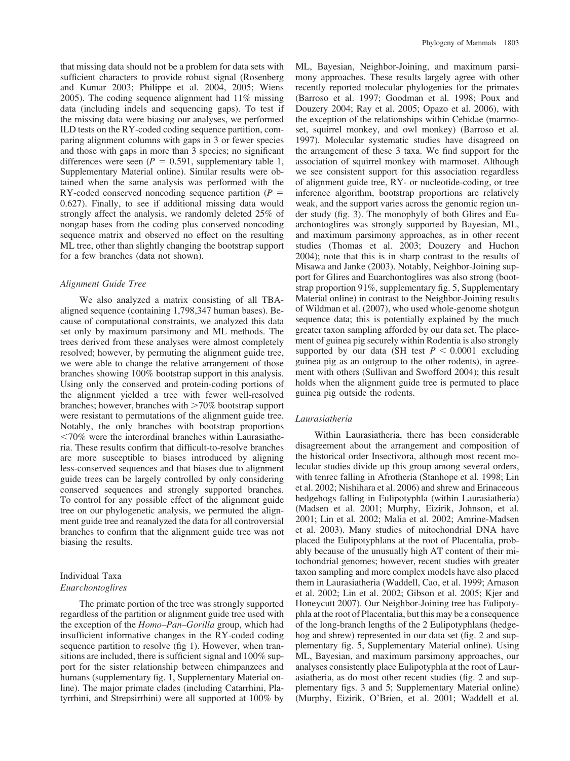that missing data should not be a problem for data sets with sufficient characters to provide robust signal (Rosenberg and Kumar 2003; Philippe et al. 2004, 2005; Wiens 2005). The coding sequence alignment had 11% missing data (including indels and sequencing gaps). To test if the missing data were biasing our analyses, we performed ILD tests on the RY-coded coding sequence partition, comparing alignment columns with gaps in 3 or fewer species and those with gaps in more than 3 species; no significant differences were seen ($P = 0.591$, supplementary table 1, Supplementary Material online). Similar results were obtained when the same analysis was performed with the RY-coded conserved noncoding sequence partition ($P = 0.627$). Finally, to see if additional missing data would strongly affect the analysis, we randomly deleted 25% of nongap bases from the coding plus conserved noncoding sequence matrix and observed no effect on the resulting ML tree, other than slightly changing the bootstrap support for a few branches (data not shown).

### *Alignment Guide Tree*

We also analyzed a matrix consisting of all TBA-aligned sequence (containing 1,798,347 human bases). Because of computational constraints, we analyzed this data set only by maximum parsimony and ML methods. The trees derived from these analyses were almost completely resolved; however, by permuting the alignment guide tree, we were able to change the relative arrangement of those branches showing 100% bootstrap support in this analysis. Using only the conserved and protein-coding portions of the alignment yielded a tree with fewer well-resolved branches; however, branches with >70% bootstrap support were resistant to permutations of the alignment guide tree. Notably, the only branches with bootstrap proportions <70% were the interordinal branches within Laurasiatheria. These results confirm that difficult-to-resolve branches are more susceptible to biases introduced by aligning less-conserved sequences and that biases due to alignment guide trees can be largely controlled by only considering conserved sequences and strongly supported branches. To control for any possible effect of the alignment guide tree on our phylogenetic analysis, we permuted the alignment guide tree and reanalyzed the data for all controversial branches to confirm that the alignment guide tree was not biasing the results.

## Individual Taxa

### *Euarchontoglires*

The primate portion of the tree was strongly supported regardless of the partition or alignment guide tree used with the exception of the *Homo–Pan–Gorilla* group, which had insufficient informative changes in the RY-coded coding sequence partition to resolve (fig 1). However, when transitions are included, there is sufficient signal and 100% support for the sister relationship between chimpanzees and humans (supplementary fig. 1, Supplementary Material online). The major primate clades (including Catarrhini, Platyrrhini, and Strepsirrhini) were all supported at 100% by ML, Bayesian, Neighbor-Joining, and maximum parsimony approaches. These results largely agree with other recently reported molecular phylogenies for the primates (Barroso et al. 1997; Goodman et al. 1998; Poux and Douzery 2004; Ray et al. 2005; Opazo et al. 2006), with the exception of the relationships within Cebidae (marmoset, squirrel monkey, and owl monkey) (Barroso et al. 1997). Molecular systematic studies have disagreed on the arrangement of these 3 taxa. We find support for the association of squirrel monkey with marmoset. Although we see consistent support for this association regardless of alignment guide tree, RY- or nucleotide-coding, or tree inference algorithm, bootstrap proportions are relatively weak, and the support varies across the genomic region under study (fig. 3). The monophyly of both Glires and Euarchontoglires was strongly supported by Bayesian, ML, and maximum parsimony approaches, as in other recent studies (Thomas et al. 2003; Douzery and Huchon 2004); note that this is in sharp contrast to the results of Misawa and Janke (2003). Notably, Neighbor-Joining support for Glires and Euarchontoglires was also strong (bootstrap proportion 91%, supplementary fig. 5, Supplementary Material online) in contrast to the Neighbor-Joining results of Wildman et al. (2007), who used whole-genome shotgun sequence data; this is potentially explained by the much greater taxon sampling afforded by our data set. The placement of guinea pig securely within Rodentia is also strongly supported by our data (SH test $P < 0.0001$ excluding guinea pig as an outgroup to the other rodents), in agreement with others (Sullivan and Swofford 2004); this result holds when the alignment guide tree is permuted to place guinea pig outside the rodents.

### *Laurasiatheria*

Within Laurasiatheria, there has been considerable disagreement about the arrangement and composition of the historical order Insectivora, although most recent molecular studies divide up this group among several orders, with tenrec falling in Afrotheria (Stanhope et al. 1998; Lin et al. 2002; Nishihara et al. 2006) and shrew and Erinaceous hedgehogs falling in Eulipotyphla (within Laurasiatheria) (Madsen et al. 2001; Murphy, Eizirik, Johnson, et al. 2001; Lin et al. 2002; Malia et al. 2002; Amrine-Madsen et al. 2003). Many studies of mitochondrial DNA have placed the Eulipotyphlans at the root of Placentalia, probably because of the unusually high AT content of their mitochondrial genomes; however, recent studies with greater taxon sampling and more complex models have also placed them in Laurasiatheria (Waddell, Cao, et al. 1999; Arnason et al. 2002; Lin et al. 2002; Gibson et al. 2005; Kjer and Honeycutt 2007). Our Neighbor-Joining tree has Eulipotyphla at the root of Placentalia, but this may be a consequence of the long-branch lengths of the 2 Eulipotyphlans (hedgehog and shrew) represented in our data set (fig. 2 and supplementary fig. 5, Supplementary Material online). Using ML, Bayesian, and maximum parsimony approaches, our analyses consistently place Eulipotyphla at the root of Laurasiatheria, as do most other recent studies (fig. 2 and supplementary figs. 3 and 5; Supplementary Material online) (Murphy, Eizirik, O'Brien, et al. 2001; Waddell et al.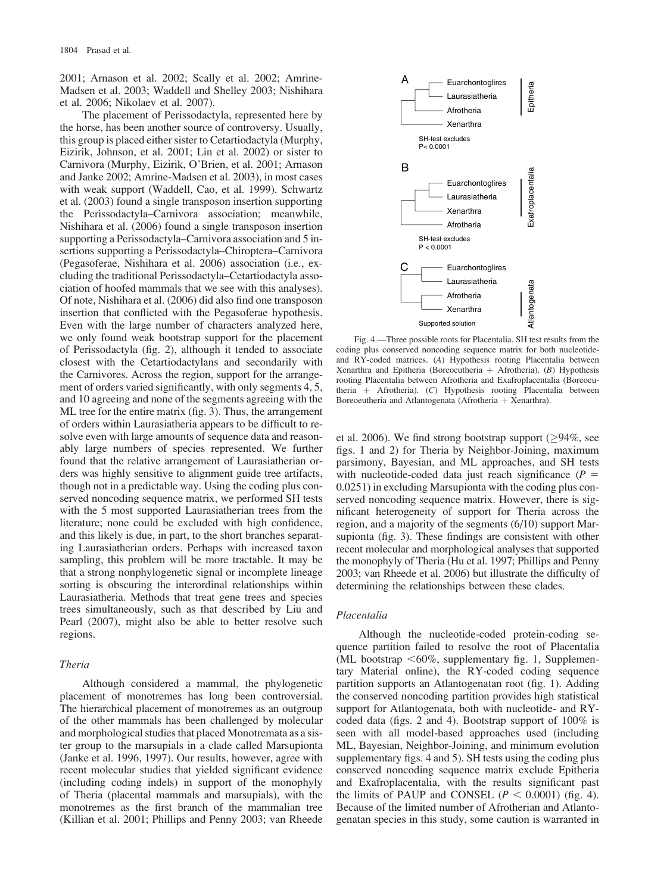2001; Arnason et al. 2002; Scally et al. 2002; Amrine-Madsen et al. 2003; Waddell and Shelley 2003; Nishihara et al. 2006; Nikolaev et al. 2007).

The placement of Perissodactyla, represented here by the horse, has been another source of controversy. Usually, this group is placed either sister to Cetartiodactyla (Murphy, Eizirik, Johnson, et al. 2001; Lin et al. 2002) or sister to Carnivora (Murphy, Eizirik, O'Brien, et al. 2001; Arnason and Janke 2002; Amrine-Madsen et al. 2003), in most cases with weak support (Waddell, Cao, et al. 1999). Schwartz et al. (2003) found a single transposon insertion supporting the Perissodactyla–Carnivora association; meanwhile, Nishihara et al. (2006) found a single transposon insertion supporting a Perissodactyla–Carnivora association and 5 insertions supporting a Perissodactyla–Chiroptera–Carnivora (Pegasoferae, Nishihara et al. 2006) association (i.e., excluding the traditional Perissodactyla–Cetartiodactyla association of hoofed mammals that we see with this analyses). Of note, Nishihara et al. (2006) did also find one transposon insertion that conflicted with the Pegasoferae hypothesis. Even with the large number of characters analyzed here, we only found weak bootstrap support for the placement of Perissodactyla (fig. 2), although it tended to associate closest with the Cetartiodactylans and secondarily with the Carnivores. Across the region, support for the arrangement of orders varied significantly, with only segments 4, 5, and 10 agreeing and none of the segments agreeing with the ML tree for the entire matrix (fig. 3). Thus, the arrangement of orders within Laurasiatheria appears to be difficult to resolve even with large amounts of sequence data and reasonably large numbers of species represented. We further found that the relative arrangement of Laurasiatherian orders was highly sensitive to alignment guide tree artifacts, though not in a predictable way. Using the coding plus conserved noncoding sequence matrix, we performed SH tests with the 5 most supported Laurasiatherian trees from the literature; none could be excluded with high confidence, and this likely is due, in part, to the short branches separating Laurasiatherian orders. Perhaps with increased taxon sampling, this problem will be more tractable. It may be that a strong nonphylogenetic signal or incomplete lineage sorting is obscuring the interordinal relationships within Laurasiatheria. Methods that treat gene trees and species trees simultaneously, such as that described by Liu and Pearl (2007), might also be able to better resolve such regions.

### *Theria*

Although considered a mammal, the phylogenetic placement of monotremes has long been controversial. The hierarchical placement of monotremes as an outgroup of the other mammals has been challenged by molecular and morphological studies that placed Monotremata as a sister group to the marsupials in a clade called Marsupionta (Janke et al. 1996, 1997). Our results, however, agree with recent molecular studies that yielded significant evidence (including coding indels) in support of the monophyly of Theria (placental mammals and marsupials), with the monotremes as the first branch of the mammalian tree (Killian et al. 2001; Phillips and Penny 2003; van Rheede et al. 2006). We find strong bootstrap support (≥94%, see figs. 1 and 2) for Theria by Neighbor-Joining, maximum parsimony, Bayesian, and ML approaches, and SH tests with nucleotide-coded data just reach significance ($P = 0.0251$) in excluding Marsupionta with the coding plus conserved noncoding sequence matrix. However, there is significant heterogeneity of support for Theria across the region, and a majority of the segments (6/10) support Marsupionta (fig. 3). These findings are consistent with other recent molecular and morphological analyses that supported the monophyly of Theria (Hu et al. 1997; Phillips and Penny 2003; van Rheede et al. 2006) but illustrate the difficulty of determining the relationships between these clades.

A
Euarchontoglires
Laurasiatheria
Afrotheria
Xenarthra
Epitheria
SH-test excludes
P< 0.0001

B
Euarchontoglires
Laurasiatheria
Xenarthra
Afrotheria
Exafroplacentalia
SH-test excludes
P < 0.0001

C
Euarchontoglires
Laurasiatheria
Afrotheria
Xenarthra
Atlantogenata
Supported solution

Fig. 4.—Three possible roots for Placentalia. SH test results from the coding plus conserved noncoding sequence matrix for both nucleotide- and RY-coded matrices. (*A*) Hypothesis rooting Placentalia between Xenarthra and Epitheria (Boreoeutheria + Afrotheria). (*B*) Hypothesis rooting Placentalia between Afrotheria and Exafroplacentalia (Boreoeutheria + Afrotheria). (*C*) Hypothesis rooting Placentalia between Boreoeutheria and Atlantogenata (Afrotheria + Xenarthra).

### *Placentalia*

Although the nucleotide-coded protein-coding sequence partition failed to resolve the root of Placentalia (ML bootstrap <60%, supplementary fig. 1, Supplementary Material online), the RY-coded coding sequence partition supports an Atlantogenatan root (fig. 1). Adding the conserved noncoding partition provides high statistical support for Atlantogenata, both with nucleotide- and RY-coded data (figs. 2 and 4). Bootstrap support of 100% is seen with all model-based approaches used (including ML, Bayesian, Neighbor-Joining, and minimum evolution supplementary figs. 4 and 5). SH tests using the coding plus conserved noncoding sequence matrix exclude Epitheria and Exafroplacentalia, with the results significant past the limits of PAUP and CONSEL ($P < 0.0001$) (fig. 4). Because of the limited number of Afrotherian and Atlantogenatan species in this study, some caution is warranted in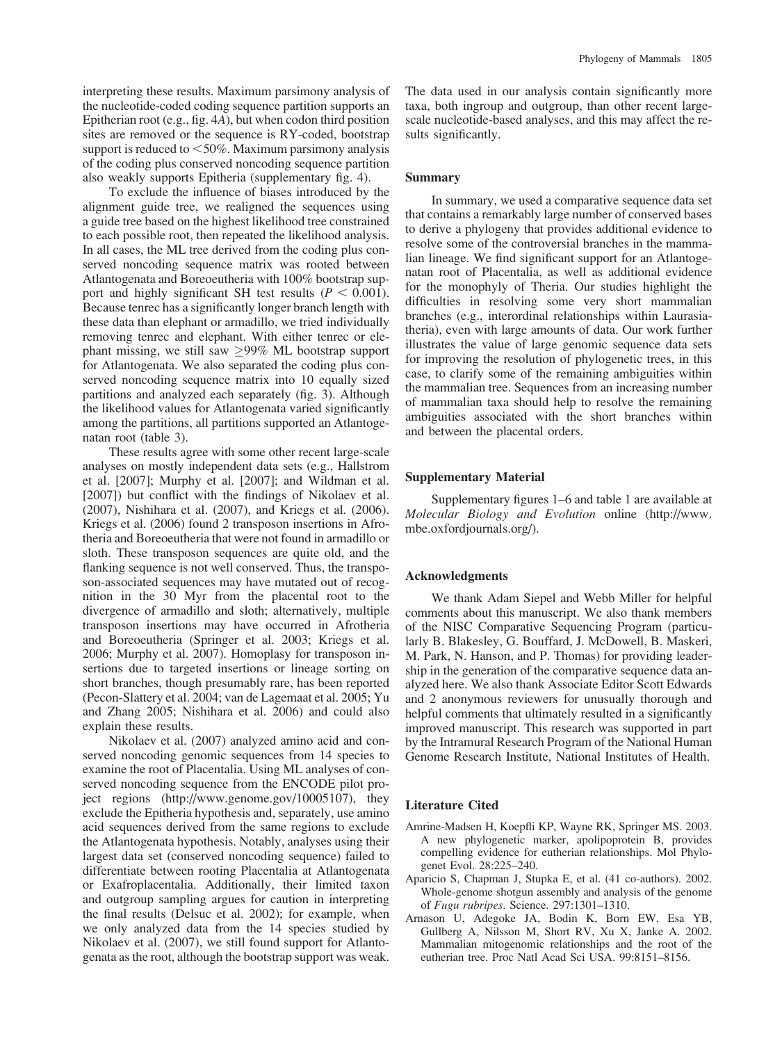interpreting these results. Maximum parsimony analysis of the nucleotide-coded coding sequence partition supports an Epitherian root (e.g., fig. 4*A*), but when codon third position sites are removed or the sequence is RY-coded, bootstrap support is reduced to <50%. Maximum parsimony analysis of the coding plus conserved noncoding sequence partition also weakly supports Epitheria (supplementary fig. 4).

To exclude the influence of biases introduced by the alignment guide tree, we realigned the sequences using a guide tree based on the highest likelihood tree constrained to each possible root, then repeated the likelihood analysis. In all cases, the ML tree derived from the coding plus conserved noncoding sequence matrix was rooted between Atlantogenata and Boreoeutheria with 100% bootstrap support and highly significant SH test results ($P < 0.001$). Because tenrec has a significantly longer branch length with these data than elephant or armadillo, we tried individually removing tenrec or elephant. With either tenrec or elephant missing, we still saw ≥99% ML bootstrap support for Atlantogenata. We also separated the coding plus conserved noncoding sequence matrix into 10 equally sized partitions and analyzed each separately (fig. 3). Although the likelihood values for Atlantogenata varied significantly among the partitions, all partitions supported an Atlantogenatan root (table 3).

These results agree with some other recent large-scale analyses on mostly independent data sets (e.g., Hallstrom et al. [2007]; Murphy et al. [2007]; and Wildman et al. [2007]) but conflict with the findings of Nikolaev et al. (2007), Nishihara et al. (2007), and Kriegs et al. (2006). Kriegs et al. (2006) found 2 transposon insertions in Afrotheria and Boreoeutheria that were not found in armadillo or sloth. These transposon sequences are quite old, and the flanking sequence is not well conserved. Thus, the transposon-associated sequences may have mutated out of recognition in the 30 Myr from the placental root to the divergence of armadillo and sloth; alternatively, multiple transposon insertions may have occurred in Afrotheria and Boreoeutheria (Springer et al. 2003; Kriegs et al. 2006; Murphy et al. 2007). Homoplasy for transposon insertions due to targeted insertions or lineage sorting on short branches, though presumably rare, has been reported (Pecon-Slattery et al. 2004; van de Lagemaat et al. 2005; Yu and Zhang 2005; Nishihara et al. 2006) and could also explain these results.

Nikolaev et al. (2007) analyzed amino acid and conserved noncoding genomic sequences from 14 species to examine the root of Placentalia. Using ML analyses of conserved noncoding sequence from the ENCODE pilot project regions (http://www.genome.gov/10005107), they exclude the Epitheria hypothesis and, separately, use amino acid sequences derived from the same regions to exclude the Atlantogenata hypothesis. Notably, analyses using their largest data set (conserved noncoding sequence) failed to differentiate between rooting Placentalia at Atlantogenata or Exafroplacentalia. Additionally, their limited taxon and outgroup sampling argues for caution in interpreting the final results (Delsuc et al. 2002); for example, when we only analyzed data from the 14 species studied by Nikolaev et al. (2007), we still found support for Atlantogenata as the root, although the bootstrap support was weak. The data used in our analysis contain significantly more taxa, both ingroup and outgroup, than other recent large-scale nucleotide-based analyses, and this may affect the results significantly.

## Summary

In summary, we used a comparative sequence data set that contains a remarkably large number of conserved bases to derive a phylogeny that provides additional evidence to resolve some of the controversial branches in the mammalian lineage. We find significant support for an Atlantogenatan root of Placentalia, as well as additional evidence for the monophyly of Theria. Our studies highlight the difficulties in resolving some very short mammalian branches (e.g., interordinal relationships within Laurasiatheria), even with large amounts of data. Our work further illustrates the value of large genomic sequence data sets for improving the resolution of phylogenetic trees, in this case, to clarify some of the remaining ambiguities within the mammalian tree. Sequences from an increasing number of mammalian taxa should help to resolve the remaining ambiguities associated with the short branches within and between the placental orders.

## Supplementary Material

Supplementary figures 1–6 and table 1 are available at *Molecular Biology and Evolution* online (http://www.mbe.oxfordjournals.org/).

## Acknowledgments

We thank Adam Siepel and Webb Miller for helpful comments about this manuscript. We also thank members of the NISC Comparative Sequencing Program (particularly B. Blakesley, G. Bouffard, J. McDowell, B. Maskeri, M. Park, N. Hanson, and P. Thomas) for providing leadership in the generation of the comparative sequence data analyzed here. We also thank Associate Editor Scott Edwards and 2 anonymous reviewers for unusually thorough and helpful comments that ultimately resulted in a significantly improved manuscript. This research was supported in part by the Intramural Research Program of the National Human Genome Research Institute, National Institutes of Health.

## Literature Cited

Amrine-Madsen H, Koepfli KP, Wayne RK, Springer MS. 2003. A new phylogenetic marker, apolipoprotein B, provides compelling evidence for eutherian relationships. Mol Phylogenet Evol. 28:225–240.

Aparicio S, Chapman J, Stupka E, et al. (41 co-authors). 2002. Whole-genome shotgun assembly and analysis of the genome of *Fugu rubripes*. Science. 297:1301–1310.

Arnason U, Adegoke JA, Bodin K, Born EW, Esa YB, Gullberg A, Nilsson M, Short RV, Xu X, Janke A. 2002. Mammalian mitogenomic relationships and the root of the eutherian tree. Proc Natl Acad Sci USA. 99:8151–8156.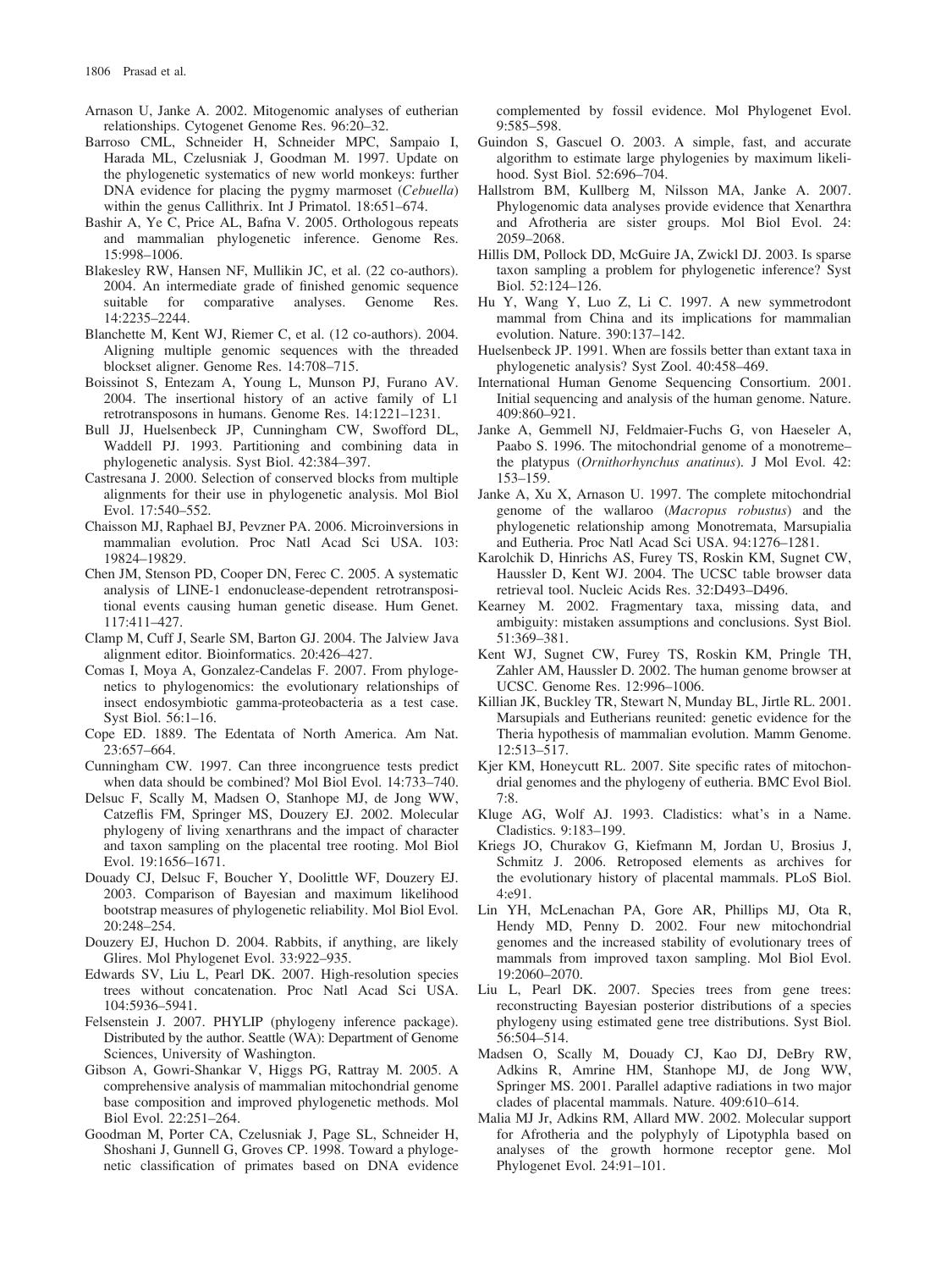Arnason U, Janke A. 2002. Mitogenomic analyses of eutherian relationships. Cytogenet Genome Res. 96:20–32.

Barroso CML, Schneider H, Schneider MPC, Sampaio I, Harada ML, Czelusniak J, Goodman M. 1997. Update on the phylogenetic systematics of new world monkeys: further DNA evidence for placing the pygmy marmoset (*Cebuella*) within the genus Callithrix. Int J Primatol. 18:651–674.

Bashir A, Ye C, Price AL, Bafna V. 2005. Orthologous repeats and mammalian phylogenetic inference. Genome Res. 15:998–1006.

Blakesley RW, Hansen NF, Mullikin JC, et al. (22 co-authors). 2004. An intermediate grade of finished genomic sequence suitable for comparative analyses. Genome Res. 14:2235–2244.

Blanchette M, Kent WJ, Riemer C, et al. (12 co-authors). 2004. Aligning multiple genomic sequences with the threaded blockset aligner. Genome Res. 14:708–715.

Boissinot S, Entezam A, Young L, Munson PJ, Furano AV. 2004. The insertional history of an active family of L1 retrotransposons in humans. Genome Res. 14:1221–1231.

Bull JJ, Huelsenbeck JP, Cunningham CW, Swofford DL, Waddell PJ. 1993. Partitioning and combining data in phylogenetic analysis. Syst Biol. 42:384–397.

Castresana J. 2000. Selection of conserved blocks from multiple alignments for their use in phylogenetic analysis. Mol Biol Evol. 17:540–552.

Chaisson MJ, Raphael BJ, Pevzner PA. 2006. Microinversions in mammalian evolution. Proc Natl Acad Sci USA. 103: 19824–19829.

Chen JM, Stenson PD, Cooper DN, Ferec C. 2005. A systematic analysis of LINE-1 endonuclease-dependent retrotranspositional events causing human genetic disease. Hum Genet. 117:411–427.

Clamp M, Cuff J, Searle SM, Barton GJ. 2004. The Jalview Java alignment editor. Bioinformatics. 20:426–427.

Comas I, Moya A, Gonzalez-Candelas F. 2007. From phylogenetics to phylogenomics: the evolutionary relationships of insect endosymbiotic gamma-proteobacteria as a test case. Syst Biol. 56:1–16.

Cope ED. 1889. The Edentata of North America. Am Nat. 23:657–664.

Cunningham CW. 1997. Can three incongruence tests predict when data should be combined? Mol Biol Evol. 14:733–740.

Delsuc F, Scally M, Madsen O, Stanhope MJ, de Jong WW, Catzeflis FM, Springer MS, Douzery EJ. 2002. Molecular phylogeny of living xenarthrans and the impact of character and taxon sampling on the placental tree rooting. Mol Biol Evol. 19:1656–1671.

Douady CJ, Delsuc F, Boucher Y, Doolittle WF, Douzery EJ. 2003. Comparison of Bayesian and maximum likelihood bootstrap measures of phylogenetic reliability. Mol Biol Evol. 20:248–254.

Douzery EJ, Huchon D. 2004. Rabbits, if anything, are likely Glires. Mol Phylogenet Evol. 33:922–935.

Edwards SV, Liu L, Pearl DK. 2007. High-resolution species trees without concatenation. Proc Natl Acad Sci USA. 104:5936–5941.

Felsenstein J. 2007. PHYLIP (phylogeny inference package). Distributed by the author. Seattle (WA): Department of Genome Sciences, University of Washington.

Gibson A, Gowri-Shankar V, Higgs PG, Rattray M. 2005. A comprehensive analysis of mammalian mitochondrial genome base composition and improved phylogenetic methods. Mol Biol Evol. 22:251–264.

Goodman M, Porter CA, Czelusniak J, Page SL, Schneider H, Shoshani J, Gunnell G, Groves CP. 1998. Toward a phylogenetic classification of primates based on DNA evidence complemented by fossil evidence. Mol Phylogenet Evol. 9:585–598.

Guindon S, Gascuel O. 2003. A simple, fast, and accurate algorithm to estimate large phylogenies by maximum likelihood. Syst Biol. 52:696–704.

Hallstrom BM, Kullberg M, Nilsson MA, Janke A. 2007. Phylogenomic data analyses provide evidence that Xenarthra and Afrotheria are sister groups. Mol Biol Evol. 24: 2059–2068.

Hillis DM, Pollock DD, McGuire JA, Zwickl DJ. 2003. Is sparse taxon sampling a problem for phylogenetic inference? Syst Biol. 52:124–126.

Hu Y, Wang Y, Luo Z, Li C. 1997. A new symmetrodont mammal from China and its implications for mammalian evolution. Nature. 390:137–142.

Huelsenbeck JP. 1991. When are fossils better than extant taxa in phylogenetic analysis? Syst Zool. 40:458–469.

International Human Genome Sequencing Consortium. 2001. Initial sequencing and analysis of the human genome. Nature. 409:860–921.

Janke A, Gemmell NJ, Feldmaier-Fuchs G, von Haeseler A, Paabo S. 1996. The mitochondrial genome of a monotreme–the platypus (*Ornithorhynchus anatinus*). J Mol Evol. 42: 153–159.

Janke A, Xu X, Arnason U. 1997. The complete mitochondrial genome of the wallaroo (*Macropus robustus*) and the phylogenetic relationship among Monotremata, Marsupialia and Eutheria. Proc Natl Acad Sci USA. 94:1276–1281.

Karolchik D, Hinrichs AS, Furey TS, Roskin KM, Sugnet CW, Haussler D, Kent WJ. 2004. The UCSC table browser data retrieval tool. Nucleic Acids Res. 32:D493–D496.

Kearney M. 2002. Fragmentary taxa, missing data, and ambiguity: mistaken assumptions and conclusions. Syst Biol. 51:369–381.

Kent WJ, Sugnet CW, Furey TS, Roskin KM, Pringle TH, Zahler AM, Haussler D. 2002. The human genome browser at UCSC. Genome Res. 12:996–1006.

Killian JK, Buckley TR, Stewart N, Munday BL, Jirtle RL. 2001. Marsupials and Eutherians reunited: genetic evidence for the Theria hypothesis of mammalian evolution. Mamm Genome. 12:513–517.

Kjer KM, Honeycutt RL. 2007. Site specific rates of mitochondrial genomes and the phylogeny of eutheria. BMC Evol Biol. 7:8.

Kluge AG, Wolf AJ. 1993. Cladistics: what's in a Name. Cladistics. 9:183–199.

Kriegs JO, Churakov G, Kiefmann M, Jordan U, Brosius J, Schmitz J. 2006. Retroposed elements as archives for the evolutionary history of placental mammals. PLoS Biol. 4:e91.

Lin YH, McLenachan PA, Gore AR, Phillips MJ, Ota R, Hendy MD, Penny D. 2002. Four new mitochondrial genomes and the increased stability of evolutionary trees of mammals from improved taxon sampling. Mol Biol Evol. 19:2060–2070.

Liu L, Pearl DK. 2007. Species trees from gene trees: reconstructing Bayesian posterior distributions of a species phylogeny using estimated gene tree distributions. Syst Biol. 56:504–514.

Madsen O, Scally M, Douady CJ, Kao DJ, DeBry RW, Adkins R, Amrine HM, Stanhope MJ, de Jong WW, Springer MS. 2001. Parallel adaptive radiations in two major clades of placental mammals. Nature. 409:610–614.

Malia MJ Jr, Adkins RM, Allard MW. 2002. Molecular support for Afrotheria and the polyphyly of Lipotyphla based on analyses of the growth hormone receptor gene. Mol Phylogenet Evol. 24:91–101.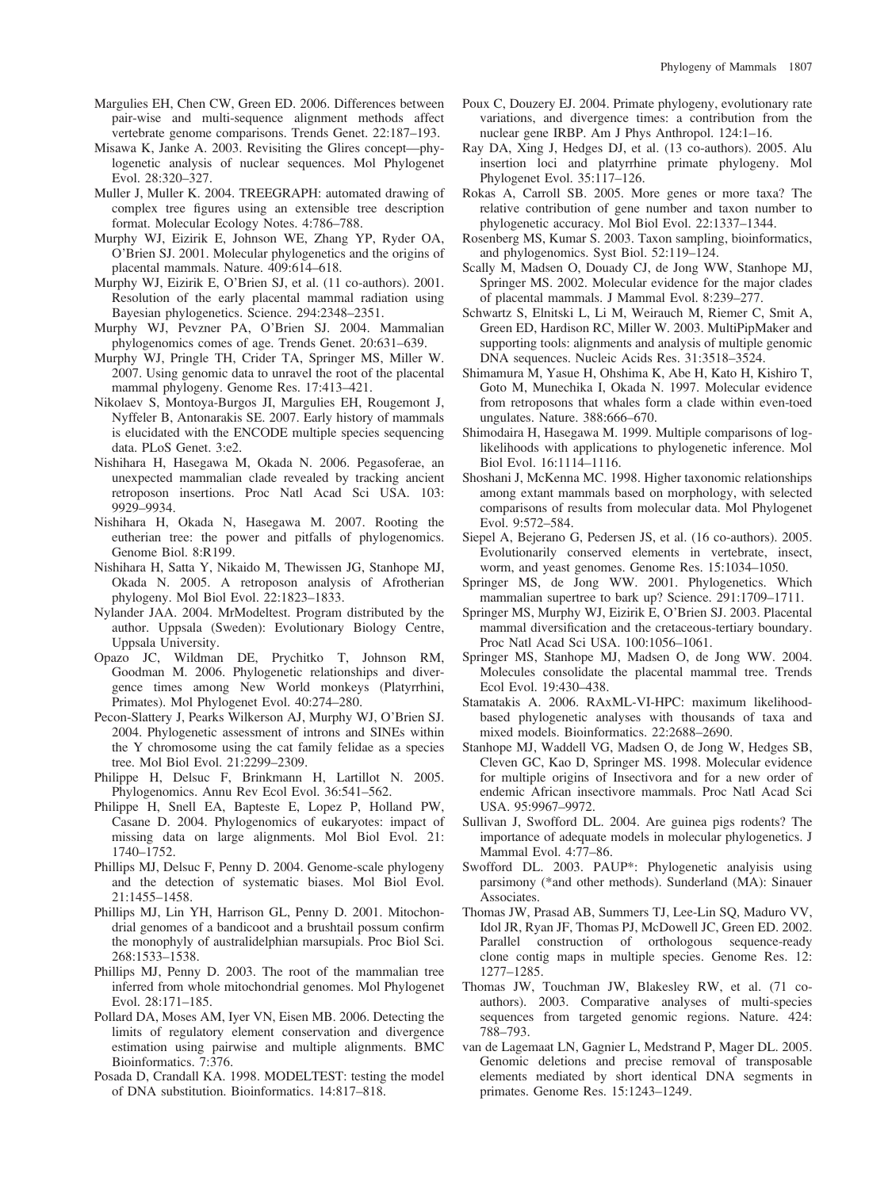Margulies EH, Chen CW, Green ED. 2006. Differences between pair-wise and multi-sequence alignment methods affect vertebrate genome comparisons. Trends Genet. 22:187–193.

Misawa K, Janke A. 2003. Revisiting the Glires concept—phylogenetic analysis of nuclear sequences. Mol Phylogenet Evol. 28:320–327.

Muller J, Muller K. 2004. TREEGRAPH: automated drawing of complex tree figures using an extensible tree description format. Molecular Ecology Notes. 4:786–788.

Murphy WJ, Eizirik E, Johnson WE, Zhang YP, Ryder OA, O'Brien SJ. 2001. Molecular phylogenetics and the origins of placental mammals. Nature. 409:614–618.

Murphy WJ, Eizirik E, O'Brien SJ, et al. (11 co-authors). 2001. Resolution of the early placental mammal radiation using Bayesian phylogenetics. Science. 294:2348–2351.

Murphy WJ, Pevzner PA, O'Brien SJ. 2004. Mammalian phylogenomics comes of age. Trends Genet. 20:631–639.

Murphy WJ, Pringle TH, Crider TA, Springer MS, Miller W. 2007. Using genomic data to unravel the root of the placental mammal phylogeny. Genome Res. 17:413–421.

Nikolaev S, Montoya-Burgos JI, Margulies EH, Rougemont J, Nyffeler B, Antonarakis SE. 2007. Early history of mammals is elucidated with the ENCODE multiple species sequencing data. PLoS Genet. 3:e2.

Nishihara H, Hasegawa M, Okada N. 2006. Pegasoferae, an unexpected mammalian clade revealed by tracking ancient retroposon insertions. Proc Natl Acad Sci USA. 103: 9929–9934.

Nishihara H, Okada N, Hasegawa M. 2007. Rooting the eutherian tree: the power and pitfalls of phylogenomics. Genome Biol. 8:R199.

Nishihara H, Satta Y, Nikaido M, Thewissen JG, Stanhope MJ, Okada N. 2005. A retroposon analysis of Afrotherian phylogeny. Mol Biol Evol. 22:1823–1833.

Nylander JAA. 2004. MrModeltest. Program distributed by the author. Uppsala (Sweden): Evolutionary Biology Centre, Uppsala University.

Opazo JC, Wildman DE, Prychitko T, Johnson RM, Goodman M. 2006. Phylogenetic relationships and divergence times among New World monkeys (Platyrrhini, Primates). Mol Phylogenet Evol. 40:274–280.

Pecon-Slattery J, Pearks Wilkerson AJ, Murphy WJ, O'Brien SJ. 2004. Phylogenetic assessment of introns and SINEs within the Y chromosome using the cat family felidae as a species tree. Mol Biol Evol. 21:2299–2309.

Philippe H, Delsuc F, Brinkmann H, Lartillot N. 2005. Phylogenomics. Annu Rev Ecol Evol. 36:541–562.

Philippe H, Snell EA, Bapteste E, Lopez P, Holland PW, Casane D. 2004. Phylogenomics of eukaryotes: impact of missing data on large alignments. Mol Biol Evol. 21: 1740–1752.

Phillips MJ, Delsuc F, Penny D. 2004. Genome-scale phylogeny and the detection of systematic biases. Mol Biol Evol. 21:1455–1458.

Phillips MJ, Lin YH, Harrison GL, Penny D. 2001. Mitochondrial genomes of a bandicoot and a brushtail possum confirm the monophyly of australidelphian marsupials. Proc Biol Sci. 268:1533–1538.

Phillips MJ, Penny D. 2003. The root of the mammalian tree inferred from whole mitochondrial genomes. Mol Phylogenet Evol. 28:171–185.

Pollard DA, Moses AM, Iyer VN, Eisen MB. 2006. Detecting the limits of regulatory element conservation and divergence estimation using pairwise and multiple alignments. BMC Bioinformatics. 7:376.

Posada D, Crandall KA. 1998. MODELTEST: testing the model of DNA substitution. Bioinformatics. 14:817–818.

Poux C, Douzery EJ. 2004. Primate phylogeny, evolutionary rate variations, and divergence times: a contribution from the nuclear gene IRBP. Am J Phys Anthropol. 124:1–16.

Ray DA, Xing J, Hedges DJ, et al. (13 co-authors). 2005. Alu insertion loci and platyrrhine primate phylogeny. Mol Phylogenet Evol. 35:117–126.

Rokas A, Carroll SB. 2005. More genes or more taxa? The relative contribution of gene number and taxon number to phylogenetic accuracy. Mol Biol Evol. 22:1337–1344.

Rosenberg MS, Kumar S. 2003. Taxon sampling, bioinformatics, and phylogenomics. Syst Biol. 52:119–124.

Scally M, Madsen O, Douady CJ, de Jong WW, Stanhope MJ, Springer MS. 2002. Molecular evidence for the major clades of placental mammals. J Mammal Evol. 8:239–277.

Schwartz S, Elnitski L, Li M, Weirauch M, Riemer C, Smit A, Green ED, Hardison RC, Miller W. 2003. MultiPipMaker and supporting tools: alignments and analysis of multiple genomic DNA sequences. Nucleic Acids Res. 31:3518–3524.

Shimamura M, Yasue H, Ohshima K, Abe H, Kato H, Kishiro T, Goto M, Munechika I, Okada N. 1997. Molecular evidence from retroposons that whales form a clade within even-toed ungulates. Nature. 388:666–670.

Shimodaira H, Hasegawa M. 1999. Multiple comparisons of log-likelihoods with applications to phylogenetic inference. Mol Biol Evol. 16:1114–1116.

Shoshani J, McKenna MC. 1998. Higher taxonomic relationships among extant mammals based on morphology, with selected comparisons of results from molecular data. Mol Phylogenet Evol. 9:572–584.

Siepel A, Bejerano G, Pedersen JS, et al. (16 co-authors). 2005. Evolutionarily conserved elements in vertebrate, insect, worm, and yeast genomes. Genome Res. 15:1034–1050.

Springer MS, de Jong WW. 2001. Phylogenetics. Which mammalian supertree to bark up? Science. 291:1709–1711.

Springer MS, Murphy WJ, Eizirik E, O'Brien SJ. 2003. Placental mammal diversification and the cretaceous-tertiary boundary. Proc Natl Acad Sci USA. 100:1056–1061.

Springer MS, Stanhope MJ, Madsen O, de Jong WW. 2004. Molecules consolidate the placental mammal tree. Trends Ecol Evol. 19:430–438.

Stamatakis A. 2006. RAxML-VI-HPC: maximum likelihood-based phylogenetic analyses with thousands of taxa and mixed models. Bioinformatics. 22:2688–2690.

Stanhope MJ, Waddell VG, Madsen O, de Jong W, Hedges SB, Cleven GC, Kao D, Springer MS. 1998. Molecular evidence for multiple origins of Insectivora and for a new order of endemic African insectivore mammals. Proc Natl Acad Sci USA. 95:9967–9972.

Sullivan J, Swofford DL. 2004. Are guinea pigs rodents? The importance of adequate models in molecular phylogenetics. J Mammal Evol. 4:77–86.

Swofford DL. 2003. PAUP*: Phylogenetic analyisis using parsimony (*and other methods). Sunderland (MA): Sinauer Associates.

Thomas JW, Prasad AB, Summers TJ, Lee-Lin SQ, Maduro VV, Idol JR, Ryan JF, Thomas PJ, McDowell JC, Green ED. 2002. Parallel construction of orthologous sequence-ready clone contig maps in multiple species. Genome Res. 12: 1277–1285.

Thomas JW, Touchman JW, Blakesley RW, et al. (71 co-authors). 2003. Comparative analyses of multi-species sequences from targeted genomic regions. Nature. 424: 788–793.

van de Lagemaat LN, Gagnier L, Medstrand P, Mager DL. 2005. Genomic deletions and precise removal of transposable elements mediated by short identical DNA segments in primates. Genome Res. 15:1243–1249.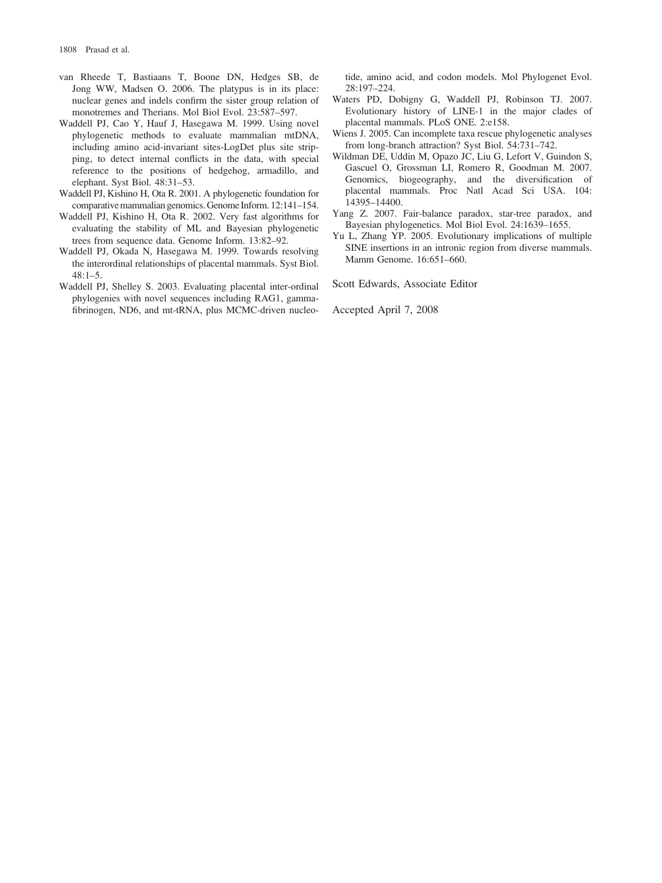van Rheede T, Bastiaans T, Boone DN, Hedges SB, de Jong WW, Madsen O. 2006. The platypus is in its place: nuclear genes and indels confirm the sister group relation of monotremes and Therians. Mol Biol Evol. 23:587–597.

Waddell PJ, Cao Y, Hauf J, Hasegawa M. 1999. Using novel phylogenetic methods to evaluate mammalian mtDNA, including amino acid-invariant sites-LogDet plus site stripping, to detect internal conflicts in the data, with special reference to the positions of hedgehog, armadillo, and elephant. Syst Biol. 48:31–53.

Waddell PJ, Kishino H, Ota R. 2001. A phylogenetic foundation for comparative mammalian genomics. Genome Inform. 12:141–154.

Waddell PJ, Kishino H, Ota R. 2002. Very fast algorithms for evaluating the stability of ML and Bayesian phylogenetic trees from sequence data. Genome Inform. 13:82–92.

Waddell PJ, Okada N, Hasegawa M. 1999. Towards resolving the interordinal relationships of placental mammals. Syst Biol. 48:1–5.

Waddell PJ, Shelley S. 2003. Evaluating placental inter-ordinal phylogenies with novel sequences including RAG1, gamma-fibrinogen, ND6, and mt-tRNA, plus MCMC-driven nucleotide, amino acid, and codon models. Mol Phylogenet Evol. 28:197–224.

Waters PD, Dobigny G, Waddell PJ, Robinson TJ. 2007. Evolutionary history of LINE-1 in the major clades of placental mammals. PLoS ONE. 2:e158.

Wiens J. 2005. Can incomplete taxa rescue phylogenetic analyses from long-branch attraction? Syst Biol. 54:731–742.

Wildman DE, Uddin M, Opazo JC, Liu G, Lefort V, Guindon S, Gascuel O, Grossman LI, Romero R, Goodman M. 2007. Genomics, biogeography, and the diversification of placental mammals. Proc Natl Acad Sci USA. 104: 14395–14400.

Yang Z. 2007. Fair-balance paradox, star-tree paradox, and Bayesian phylogenetics. Mol Biol Evol. 24:1639–1655.

Yu L, Zhang YP. 2005. Evolutionary implications of multiple SINE insertions in an intronic region from diverse mammals. Mamm Genome. 16:651–660.

Scott Edwards, Associate Editor

Accepted April 7, 2008